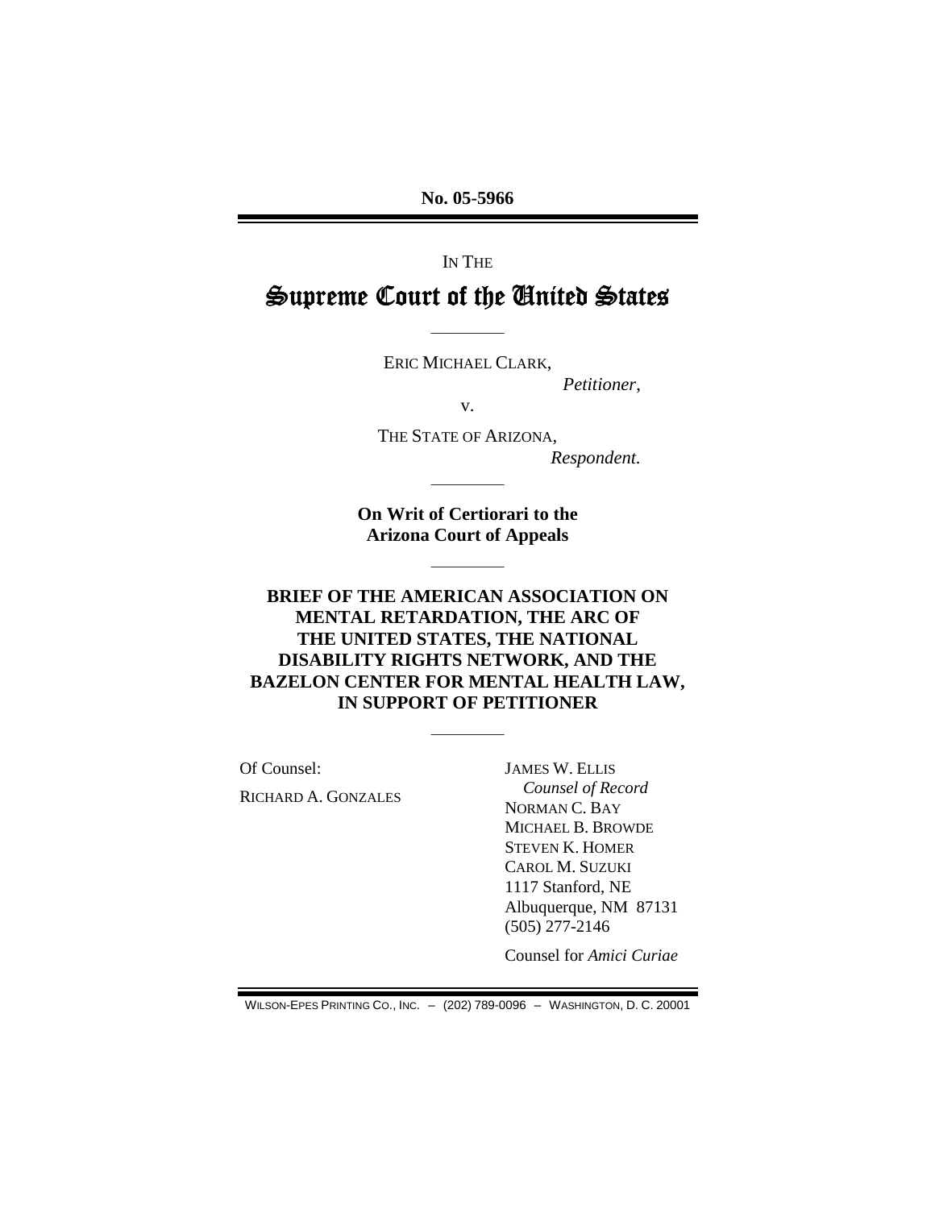No. 05-5966

IN THE

# Supreme Court of the United States

---

ERIC MICHAEL CLARK,

*Petitioner*,

v.

THE STATE OF ARIZONA,

*Respondent.*

---

**On Writ of Certiorari to the Arizona Court of Appeals**

---

**BRIEF OF THE AMERICAN ASSOCIATION ON MENTAL RETARDATION, THE ARC OF THE UNITED STATES, THE NATIONAL DISABILITY RIGHTS NETWORK, AND THE BAZELON CENTER FOR MENTAL HEALTH LAW, IN SUPPORT OF PETITIONER**

---

Of Counsel:

RICHARD A. GONZALES

JAMES W. ELLIS
*Counsel of Record*
NORMAN C. BAY
MICHAEL B. BROWDE
STEVEN K. HOMER
CAROL M. SUZUKI
1117 Stanford, NE
Albuquerque, NM 87131
(505) 277-2146

Counsel for *Amici Curiae*

WILSON-EPES PRINTING CO., INC. – (202) 789-0096 – WASHINGTON, D. C. 20001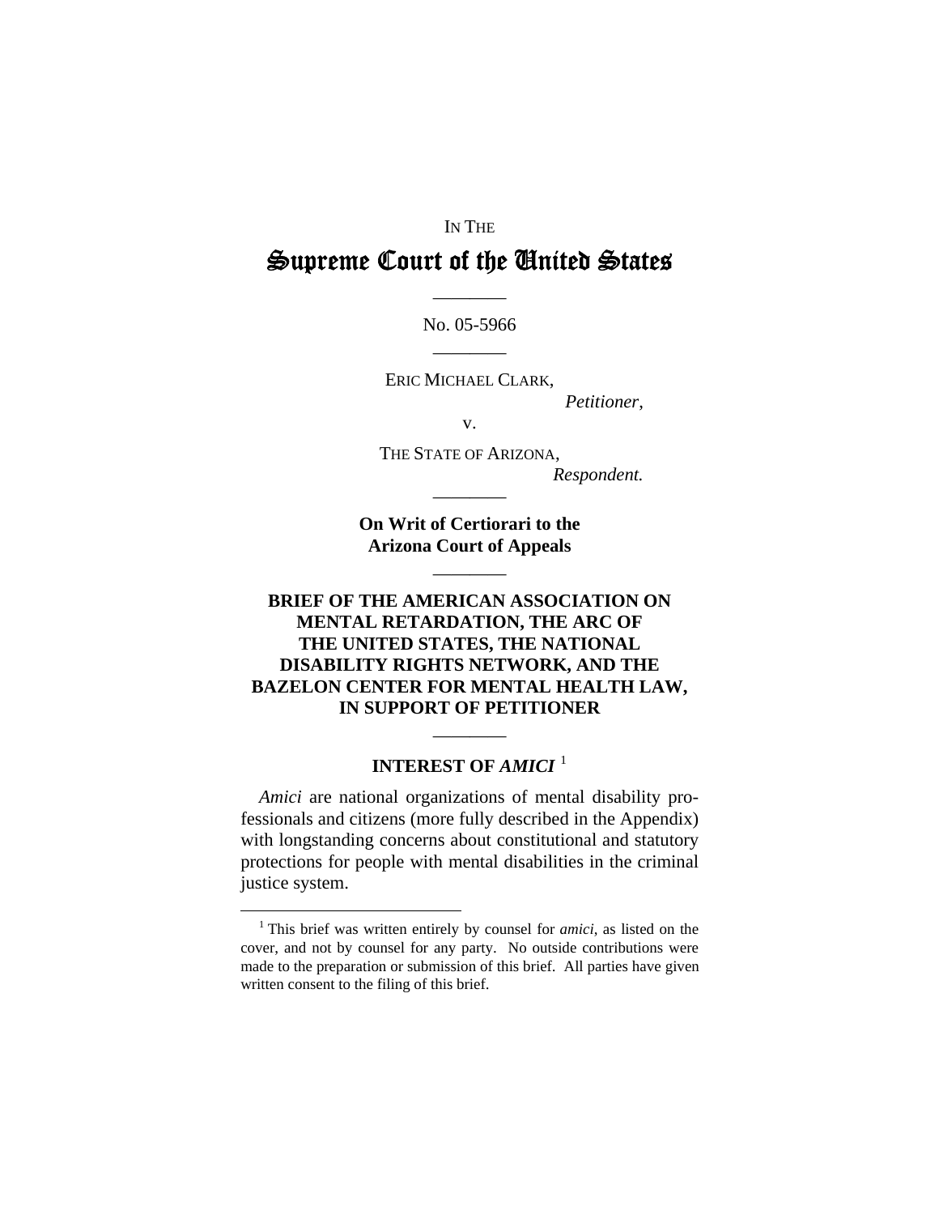IN THE

# Supreme Court of the United States

---

No. 05-5966

---

ERIC MICHAEL CLARK,

*Petitioner*,

v.

THE STATE OF ARIZONA,

*Respondent.*

---

**On Writ of Certiorari to the Arizona Court of Appeals**

---

**BRIEF OF THE AMERICAN ASSOCIATION ON MENTAL RETARDATION, THE ARC OF THE UNITED STATES, THE NATIONAL DISABILITY RIGHTS NETWORK, AND THE BAZELON CENTER FOR MENTAL HEALTH LAW, IN SUPPORT OF PETITIONER**

---

## INTEREST OF *AMICI* [1]

*Amici* are national organizations of mental disability professionals and citizens (more fully described in the Appendix) with longstanding concerns about constitutional and statutory protections for people with mental disabilities in the criminal justice system.

[1] This brief was written entirely by counsel for *amici*, as listed on the cover, and not by counsel for any party. No outside contributions were made to the preparation or submission of this brief. All parties have given written consent to the filing of this brief.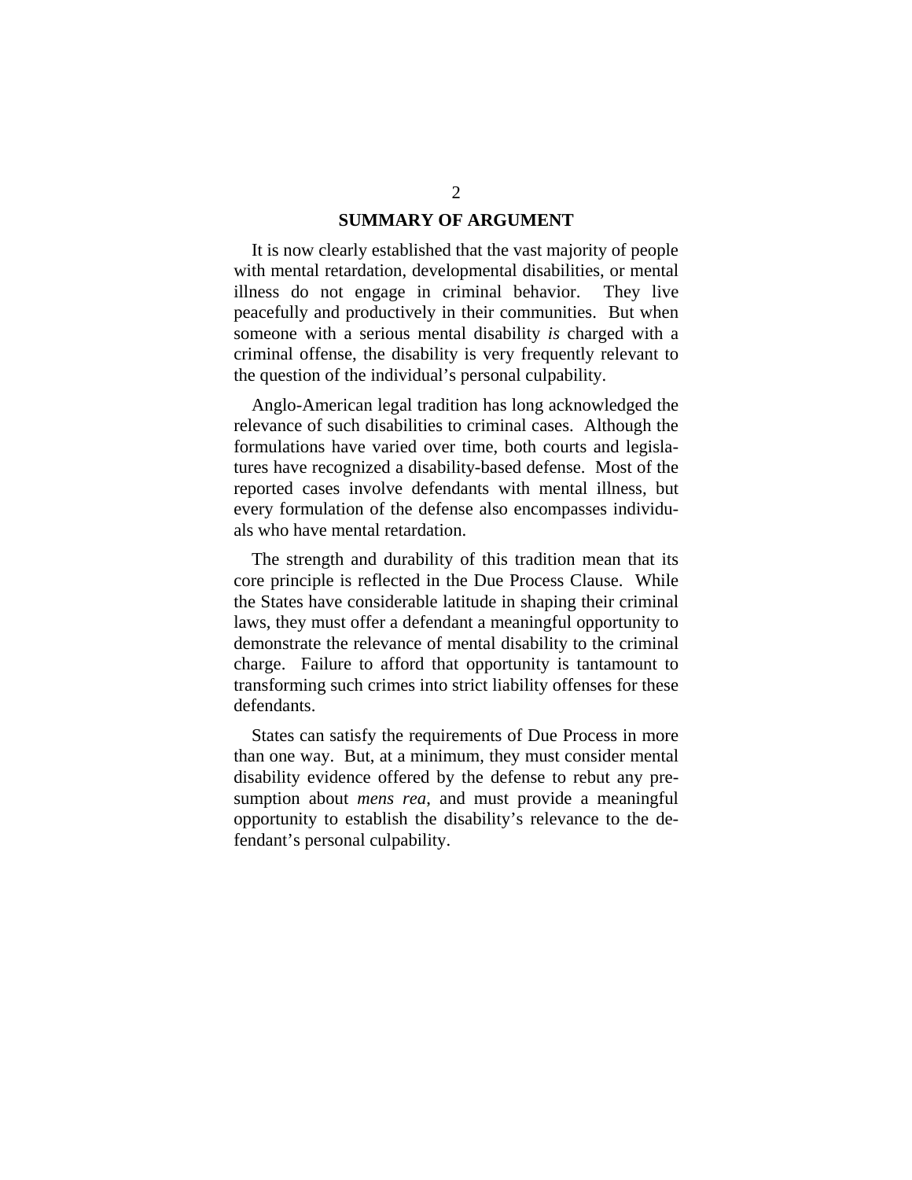## SUMMARY OF ARGUMENT

It is now clearly established that the vast majority of people with mental retardation, developmental disabilities, or mental illness do not engage in criminal behavior. They live peacefully and productively in their communities. But when someone with a serious mental disability *is* charged with a criminal offense, the disability is very frequently relevant to the question of the individual's personal culpability.

Anglo-American legal tradition has long acknowledged the relevance of such disabilities to criminal cases. Although the formulations have varied over time, both courts and legislatures have recognized a disability-based defense. Most of the reported cases involve defendants with mental illness, but every formulation of the defense also encompasses individuals who have mental retardation.

The strength and durability of this tradition mean that its core principle is reflected in the Due Process Clause. While the States have considerable latitude in shaping their criminal laws, they must offer a defendant a meaningful opportunity to demonstrate the relevance of mental disability to the criminal charge. Failure to afford that opportunity is tantamount to transforming such crimes into strict liability offenses for these defendants.

States can satisfy the requirements of Due Process in more than one way. But, at a minimum, they must consider mental disability evidence offered by the defense to rebut any presumption about *mens rea*, and must provide a meaningful opportunity to establish the disability's relevance to the defendant's personal culpability.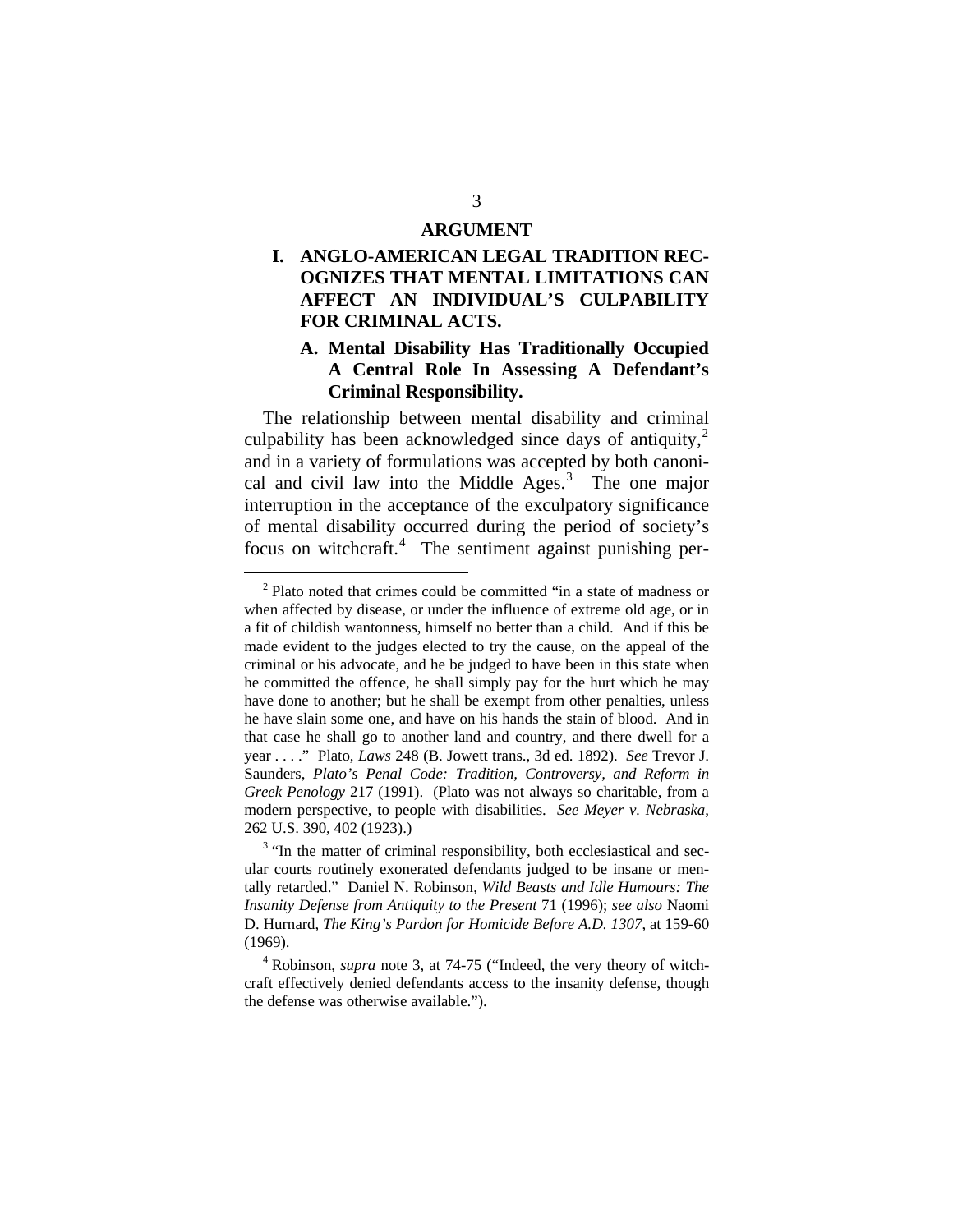## ARGUMENT

### I. ANGLO-AMERICAN LEGAL TRADITION RECOGNIZES THAT MENTAL LIMITATIONS CAN AFFECT AN INDIVIDUAL'S CULPABILITY FOR CRIMINAL ACTS.

#### A. Mental Disability Has Traditionally Occupied A Central Role In Assessing A Defendant's Criminal Responsibility.

The relationship between mental disability and criminal culpability has been acknowledged since days of antiquity,[2] and in a variety of formulations was accepted by both canonical and civil law into the Middle Ages.[3] The one major interruption in the acceptance of the exculpatory significance of mental disability occurred during the period of society's focus on witchcraft.[4] The sentiment against punishing per-

---

[2] Plato noted that crimes could be committed "in a state of madness or when affected by disease, or under the influence of extreme old age, or in a fit of childish wantonness, himself no better than a child. And if this be made evident to the judges elected to try the cause, on the appeal of the criminal or his advocate, and he be judged to have been in this state when he committed the offence, he shall simply pay for the hurt which he may have done to another; but he shall be exempt from other penalties, unless he have slain some one, and have on his hands the stain of blood. And in that case he shall go to another land and country, and there dwell for a year . . . ." Plato, *Laws* 248 (B. Jowett trans., 3d ed. 1892). *See* Trevor J. Saunders, *Plato's Penal Code: Tradition, Controversy, and Reform in Greek Penology* 217 (1991). (Plato was not always so charitable, from a modern perspective, to people with disabilities. *See Meyer v. Nebraska*, 262 U.S. 390, 402 (1923).)

[3] "In the matter of criminal responsibility, both ecclesiastical and secular courts routinely exonerated defendants judged to be insane or mentally retarded." Daniel N. Robinson, *Wild Beasts and Idle Humours: The Insanity Defense from Antiquity to the Present* 71 (1996); *see also* Naomi D. Hurnard, *The King's Pardon for Homicide Before A.D. 1307*, at 159-60 (1969).

[4] Robinson, *supra* note 3, at 74-75 ("Indeed, the very theory of witchcraft effectively denied defendants access to the insanity defense, though the defense was otherwise available.").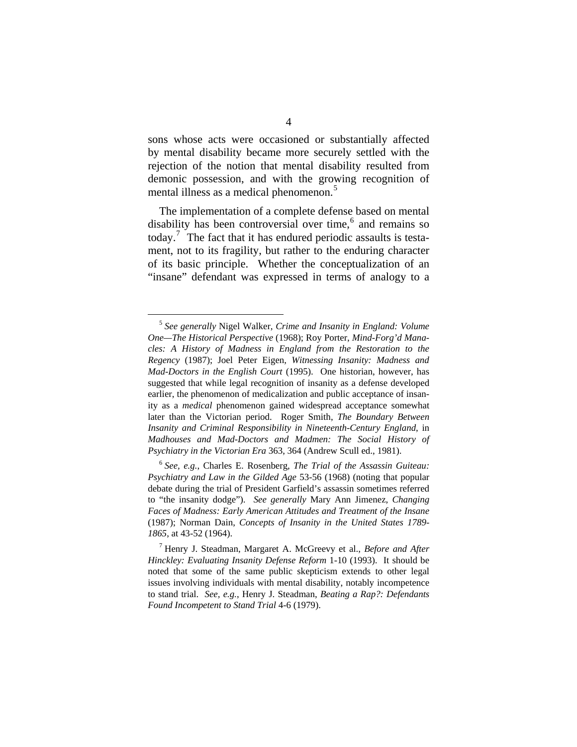sons whose acts were occasioned or substantially affected by mental disability became more securely settled with the rejection of the notion that mental disability resulted from demonic possession, and with the growing recognition of mental illness as a medical phenomenon.[5]

The implementation of a complete defense based on mental disability has been controversial over time,[6] and remains so today.[7] The fact that it has endured periodic assaults is testament, not to its fragility, but rather to the enduring character of its basic principle. Whether the conceptualization of an "insane" defendant was expressed in terms of analogy to a

---

[5] *See generally* Nigel Walker, *Crime and Insanity in England: Volume One—The Historical Perspective* (1968); Roy Porter, *Mind-Forg'd Manacles: A History of Madness in England from the Restoration to the Regency* (1987); Joel Peter Eigen, *Witnessing Insanity: Madness and Mad-Doctors in the English Court* (1995). One historian, however, has suggested that while legal recognition of insanity as a defense developed earlier, the phenomenon of medicalization and public acceptance of insanity as a *medical* phenomenon gained widespread acceptance somewhat later than the Victorian period. Roger Smith, *The Boundary Between Insanity and Criminal Responsibility in Nineteenth-Century England*, in *Madhouses and Mad-Doctors and Madmen: The Social History of Psychiatry in the Victorian Era* 363, 364 (Andrew Scull ed., 1981).

[6] *See, e.g.*, Charles E. Rosenberg, *The Trial of the Assassin Guiteau: Psychiatry and Law in the Gilded Age* 53-56 (1968) (noting that popular debate during the trial of President Garfield's assassin sometimes referred to "the insanity dodge"). *See generally* Mary Ann Jimenez, *Changing Faces of Madness: Early American Attitudes and Treatment of the Insane* (1987); Norman Dain, *Concepts of Insanity in the United States 1789-1865*, at 43-52 (1964).

[7] Henry J. Steadman, Margaret A. McGreevy et al., *Before and After Hinckley: Evaluating Insanity Defense Reform* 1-10 (1993). It should be noted that some of the same public skepticism extends to other legal issues involving individuals with mental disability, notably incompetence to stand trial. *See, e.g.*, Henry J. Steadman, *Beating a Rap?: Defendants Found Incompetent to Stand Trial* 4-6 (1979).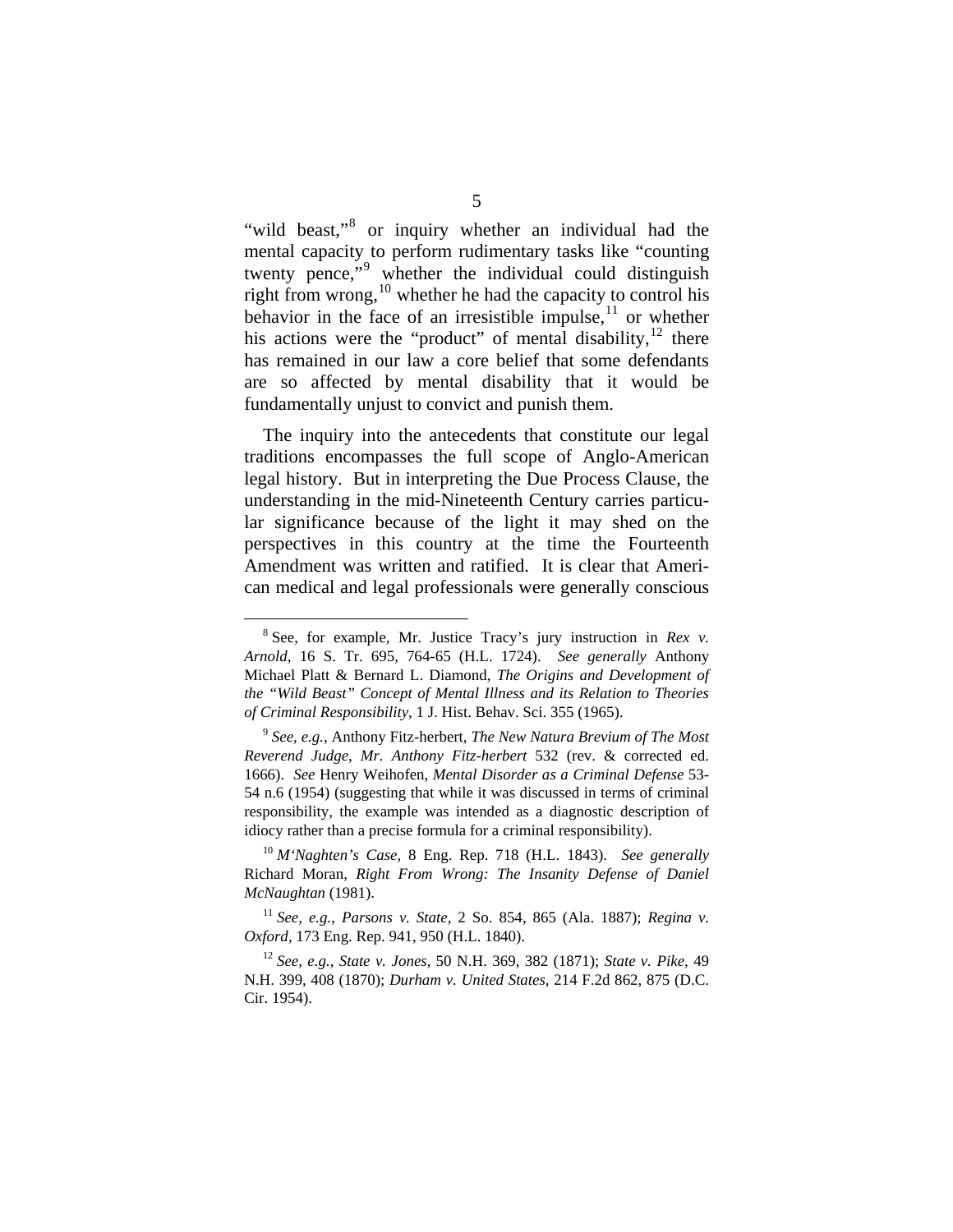"wild beast,"[8] or inquiry whether an individual had the mental capacity to perform rudimentary tasks like "counting twenty pence,"[9] whether the individual could distinguish right from wrong,[10] whether he had the capacity to control his behavior in the face of an irresistible impulse,[11] or whether his actions were the "product" of mental disability,[12] there has remained in our law a core belief that some defendants are so affected by mental disability that it would be fundamentally unjust to convict and punish them.

The inquiry into the antecedents that constitute our legal traditions encompasses the full scope of Anglo-American legal history. But in interpreting the Due Process Clause, the understanding in the mid-Nineteenth Century carries particular significance because of the light it may shed on the perspectives in this country at the time the Fourteenth Amendment was written and ratified. It is clear that American medical and legal professionals were generally conscious

---

[8] See, for example, Mr. Justice Tracy's jury instruction in *Rex v. Arnold*, 16 S. Tr. 695, 764-65 (H.L. 1724). *See generally* Anthony Michael Platt & Bernard L. Diamond, *The Origins and Development of the "Wild Beast" Concept of Mental Illness and its Relation to Theories of Criminal Responsibility*, 1 J. Hist. Behav. Sci. 355 (1965).

[9] *See, e.g.*, Anthony Fitz-herbert, *The New Natura Brevium of The Most Reverend Judge, Mr. Anthony Fitz-herbert* 532 (rev. & corrected ed. 1666). *See* Henry Weihofen, *Mental Disorder as a Criminal Defense* 53-54 n.6 (1954) (suggesting that while it was discussed in terms of criminal responsibility, the example was intended as a diagnostic description of idiocy rather than a precise formula for a criminal responsibility).

[10] *M'Naghten's Case*, 8 Eng. Rep. 718 (H.L. 1843). *See generally* Richard Moran, *Right From Wrong: The Insanity Defense of Daniel McNaughtan* (1981).

[11] *See, e.g.*, *Parsons v. State*, 2 So. 854, 865 (Ala. 1887); *Regina v. Oxford*, 173 Eng. Rep. 941, 950 (H.L. 1840).

[12] *See, e.g.*, *State v. Jones*, 50 N.H. 369, 382 (1871); *State v. Pike*, 49 N.H. 399, 408 (1870); *Durham v. United States*, 214 F.2d 862, 875 (D.C. Cir. 1954).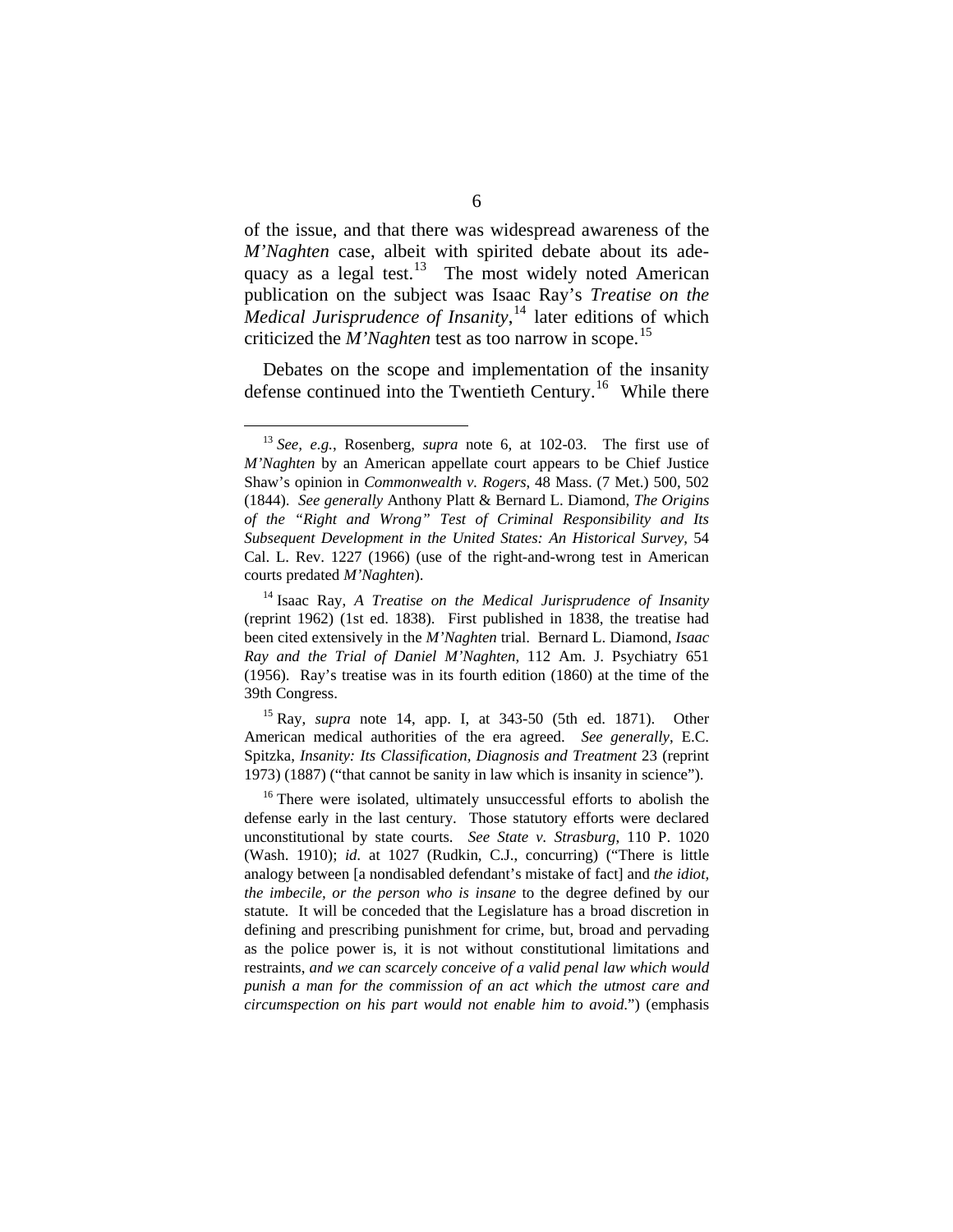of the issue, and that there was widespread awareness of the *M'Naghten* case, albeit with spirited debate about its adequacy as a legal test.[13] The most widely noted American publication on the subject was Isaac Ray's *Treatise on the Medical Jurisprudence of Insanity*,[14] later editions of which criticized the *M'Naghten* test as too narrow in scope.[15]

Debates on the scope and implementation of the insanity defense continued into the Twentieth Century.[16] While there

---

[13] *See, e.g.*, Rosenberg, *supra* note 6, at 102-03. The first use of *M'Naghten* by an American appellate court appears to be Chief Justice Shaw's opinion in *Commonwealth v. Rogers*, 48 Mass. (7 Met.) 500, 502 (1844). *See generally* Anthony Platt & Bernard L. Diamond, *The Origins of the "Right and Wrong" Test of Criminal Responsibility and Its Subsequent Development in the United States: An Historical Survey*, 54 Cal. L. Rev. 1227 (1966) (use of the right-and-wrong test in American courts predated *M'Naghten*).

[14] Isaac Ray, *A Treatise on the Medical Jurisprudence of Insanity* (reprint 1962) (1st ed. 1838). First published in 1838, the treatise had been cited extensively in the *M'Naghten* trial. Bernard L. Diamond, *Isaac Ray and the Trial of Daniel M'Naghten*, 112 Am. J. Psychiatry 651 (1956). Ray's treatise was in its fourth edition (1860) at the time of the 39th Congress.

[15] Ray, *supra* note 14, app. I, at 343-50 (5th ed. 1871). Other American medical authorities of the era agreed. *See generally*, E.C. Spitzka, *Insanity: Its Classification, Diagnosis and Treatment* 23 (reprint 1973) (1887) ("that cannot be sanity in law which is insanity in science").

[16] There were isolated, ultimately unsuccessful efforts to abolish the defense early in the last century. Those statutory efforts were declared unconstitutional by state courts. *See State v. Strasburg*, 110 P. 1020 (Wash. 1910); *id.* at 1027 (Rudkin, C.J., concurring) ("There is little analogy between [a nondisabled defendant's mistake of fact] and *the idiot, the imbecile, or the person who is insane* to the degree defined by our statute. It will be conceded that the Legislature has a broad discretion in defining and prescribing punishment for crime, but, broad and pervading as the police power is, it is not without constitutional limitations and restraints, *and we can scarcely conceive of a valid penal law which would punish a man for the commission of an act which the utmost care and circumspection on his part would not enable him to avoid.*") (emphasis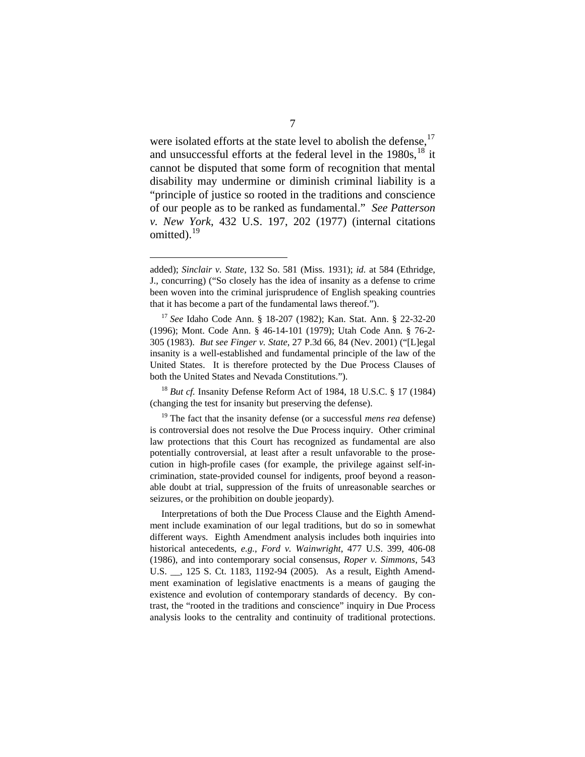were isolated efforts at the state level to abolish the defense,[17] and unsuccessful efforts at the federal level in the 1980s,[18] it cannot be disputed that some form of recognition that mental disability may undermine or diminish criminal liability is a "principle of justice so rooted in the traditions and conscience of our people as to be ranked as fundamental." *See Patterson v. New York*, 432 U.S. 197, 202 (1977) (internal citations omitted).[19]

---

added); *Sinclair v. State*, 132 So. 581 (Miss. 1931); *id.* at 584 (Ethridge, J., concurring) ("So closely has the idea of insanity as a defense to crime been woven into the criminal jurisprudence of English speaking countries that it has become a part of the fundamental laws thereof.").

[17] *See* Idaho Code Ann. § 18-207 (1982); Kan. Stat. Ann. § 22-32-20 (1996); Mont. Code Ann. § 46-14-101 (1979); Utah Code Ann. § 76-2-305 (1983). *But see Finger v. State*, 27 P.3d 66, 84 (Nev. 2001) ("[L]egal insanity is a well-established and fundamental principle of the law of the United States. It is therefore protected by the Due Process Clauses of both the United States and Nevada Constitutions.").

[18] *But cf.* Insanity Defense Reform Act of 1984, 18 U.S.C. § 17 (1984) (changing the test for insanity but preserving the defense).

[19] The fact that the insanity defense (or a successful *mens rea* defense) is controversial does not resolve the Due Process inquiry. Other criminal law protections that this Court has recognized as fundamental are also potentially controversial, at least after a result unfavorable to the prosecution in high-profile cases (for example, the privilege against self-incrimination, state-provided counsel for indigents, proof beyond a reasonable doubt at trial, suppression of the fruits of unreasonable searches or seizures, or the prohibition on double jeopardy).

Interpretations of both the Due Process Clause and the Eighth Amendment include examination of our legal traditions, but do so in somewhat different ways. Eighth Amendment analysis includes both inquiries into historical antecedents, *e.g.*, *Ford v. Wainwright*, 477 U.S. 399, 406-08 (1986), and into contemporary social consensus, *Roper v. Simmons*, 543 U.S. __, 125 S. Ct. 1183, 1192-94 (2005). As a result, Eighth Amendment examination of legislative enactments is a means of gauging the existence and evolution of contemporary standards of decency. By contrast, the "rooted in the traditions and conscience" inquiry in Due Process analysis looks to the centrality and continuity of traditional protections.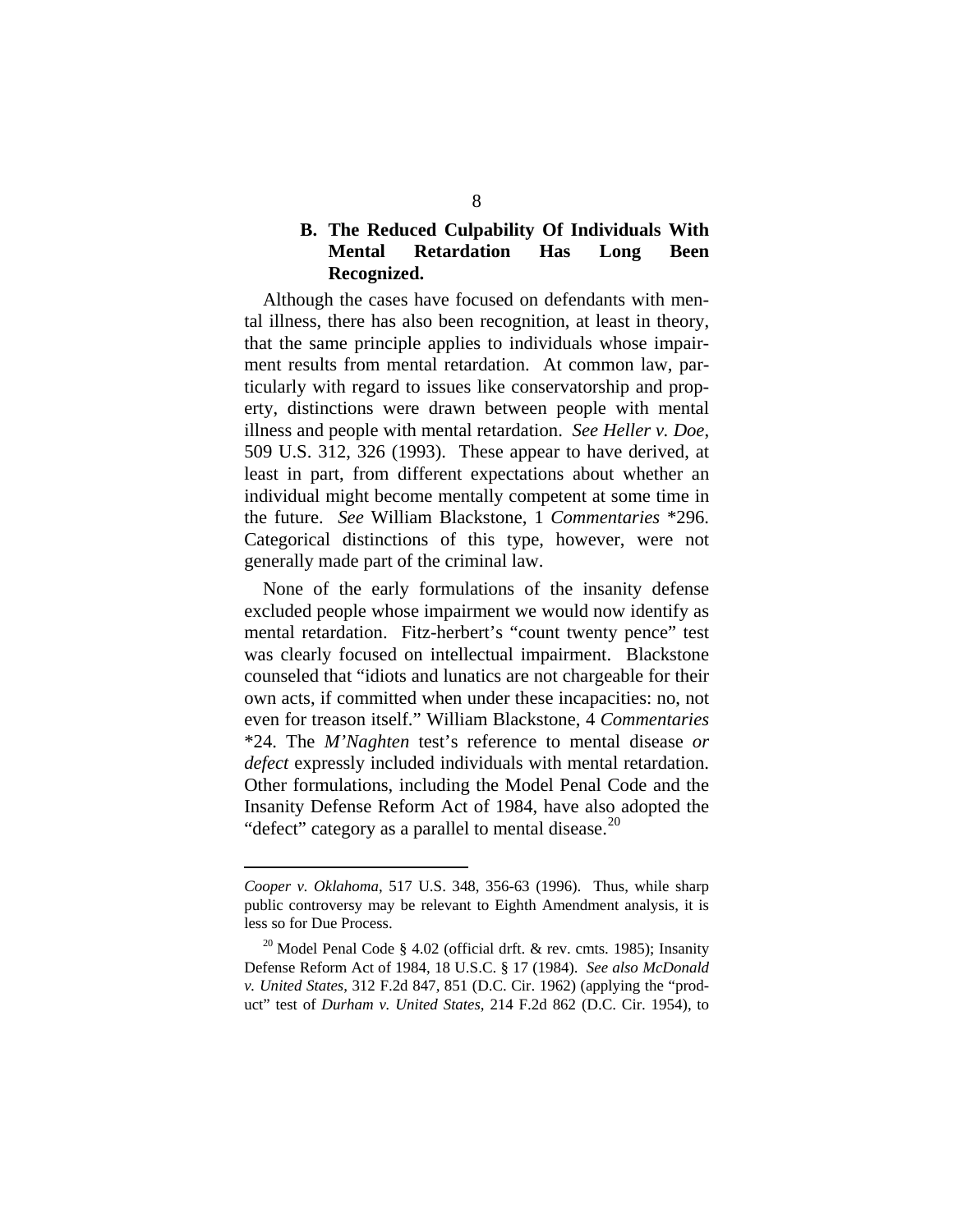### B. The Reduced Culpability Of Individuals With Mental Retardation Has Long Been Recognized.

Although the cases have focused on defendants with mental illness, there has also been recognition, at least in theory, that the same principle applies to individuals whose impairment results from mental retardation. At common law, particularly with regard to issues like conservatorship and property, distinctions were drawn between people with mental illness and people with mental retardation. *See Heller v. Doe*, 509 U.S. 312, 326 (1993). These appear to have derived, at least in part, from different expectations about whether an individual might become mentally competent at some time in the future. *See* William Blackstone, 1 *Commentaries* *296. Categorical distinctions of this type, however, were not generally made part of the criminal law.

None of the early formulations of the insanity defense excluded people whose impairment we would now identify as mental retardation. Fitz-herbert's "count twenty pence" test was clearly focused on intellectual impairment. Blackstone counseled that "idiots and lunatics are not chargeable for their own acts, if committed when under these incapacities: no, not even for treason itself." William Blackstone, 4 *Commentaries* *24. The *M'Naghten* test's reference to mental disease *or defect* expressly included individuals with mental retardation. Other formulations, including the Model Penal Code and the Insanity Defense Reform Act of 1984, have also adopted the "defect" category as a parallel to mental disease.[20]

---

*Cooper v. Oklahoma*, 517 U.S. 348, 356-63 (1996). Thus, while sharp public controversy may be relevant to Eighth Amendment analysis, it is less so for Due Process.

[20] Model Penal Code § 4.02 (official drft. & rev. cmts. 1985); Insanity Defense Reform Act of 1984, 18 U.S.C. § 17 (1984). *See also McDonald v. United States*, 312 F.2d 847, 851 (D.C. Cir. 1962) (applying the "product" test of *Durham v. United States*, 214 F.2d 862 (D.C. Cir. 1954), to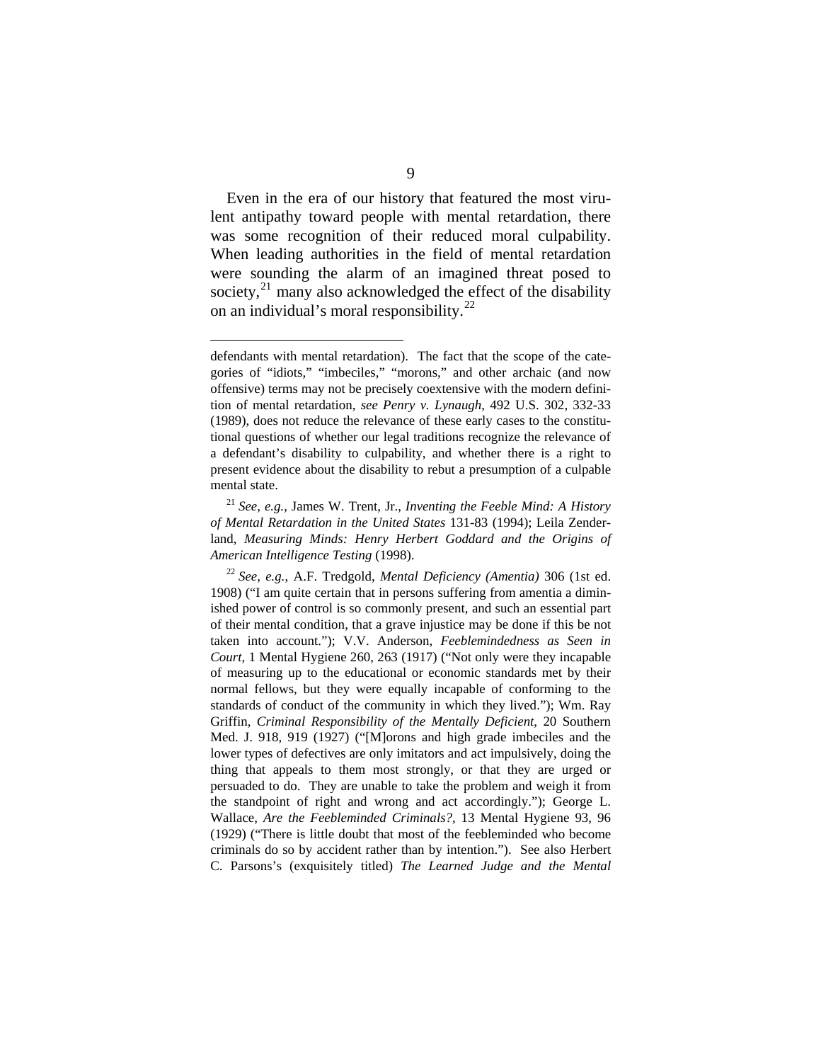Even in the era of our history that featured the most virulent antipathy toward people with mental retardation, there was some recognition of their reduced moral culpability. When leading authorities in the field of mental retardation were sounding the alarm of an imagined threat posed to society,[21] many also acknowledged the effect of the disability on an individual's moral responsibility.[22]

---

defendants with mental retardation). The fact that the scope of the categories of "idiots," "imbeciles," "morons," and other archaic (and now offensive) terms may not be precisely coextensive with the modern definition of mental retardation, *see Penry v. Lynaugh*, 492 U.S. 302, 332-33 (1989), does not reduce the relevance of these early cases to the constitutional questions of whether our legal traditions recognize the relevance of a defendant's disability to culpability, and whether there is a right to present evidence about the disability to rebut a presumption of a culpable mental state.

[21] *See, e.g.*, James W. Trent, Jr., *Inventing the Feeble Mind: A History of Mental Retardation in the United States* 131-83 (1994); Leila Zenderland, *Measuring Minds: Henry Herbert Goddard and the Origins of American Intelligence Testing* (1998).

[22] *See, e.g.*, A.F. Tredgold, *Mental Deficiency (Amentia)* 306 (1st ed. 1908) ("I am quite certain that in persons suffering from amentia a diminished power of control is so commonly present, and such an essential part of their mental condition, that a grave injustice may be done if this be not taken into account."); V.V. Anderson, *Feeblemindedness as Seen in Court*, 1 Mental Hygiene 260, 263 (1917) ("Not only were they incapable of measuring up to the educational or economic standards met by their normal fellows, but they were equally incapable of conforming to the standards of conduct of the community in which they lived."); Wm. Ray Griffin, *Criminal Responsibility of the Mentally Deficient*, 20 Southern Med. J. 918, 919 (1927) ("[M]orons and high grade imbeciles and the lower types of defectives are only imitators and act impulsively, doing the thing that appeals to them most strongly, or that they are urged or persuaded to do. They are unable to take the problem and weigh it from the standpoint of right and wrong and act accordingly."); George L. Wallace, *Are the Feebleminded Criminals?*, 13 Mental Hygiene 93, 96 (1929) ("There is little doubt that most of the feebleminded who become criminals do so by accident rather than by intention."). See also Herbert C. Parsons's (exquisitely titled) *The Learned Judge and the Mental*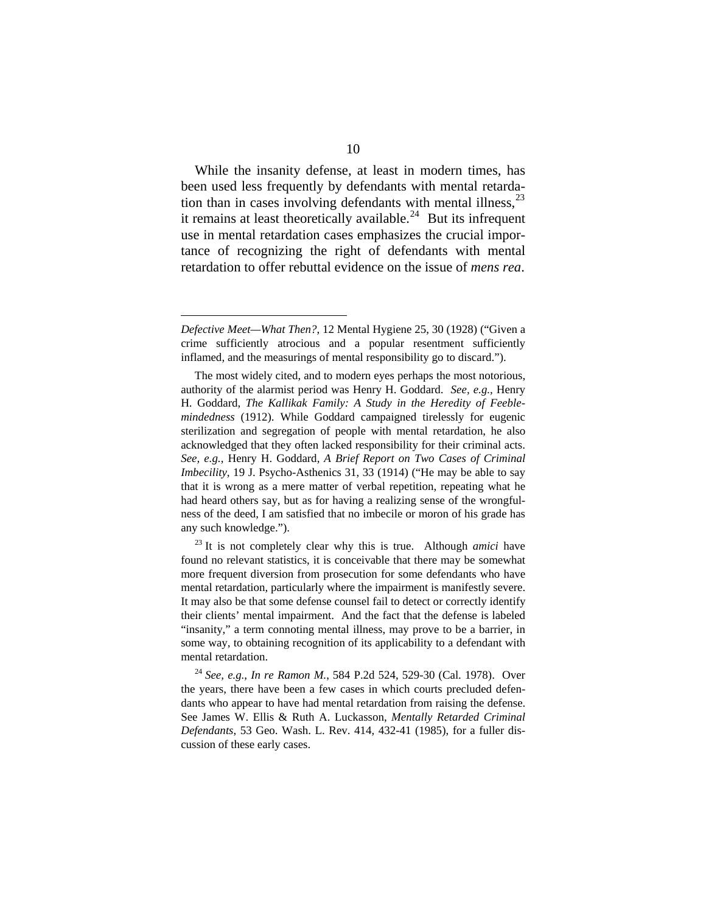While the insanity defense, at least in modern times, has been used less frequently by defendants with mental retardation than in cases involving defendants with mental illness,[23] it remains at least theoretically available.[24] But its infrequent use in mental retardation cases emphasizes the crucial importance of recognizing the right of defendants with mental retardation to offer rebuttal evidence on the issue of *mens rea*.

---

*Defective Meet—What Then?*, 12 Mental Hygiene 25, 30 (1928) ("Given a crime sufficiently atrocious and a popular resentment sufficiently inflamed, and the measurings of mental responsibility go to discard.").

The most widely cited, and to modern eyes perhaps the most notorious, authority of the alarmist period was Henry H. Goddard. *See, e.g.*, Henry H. Goddard, *The Kallikak Family: A Study in the Heredity of Feeble-mindedness* (1912). While Goddard campaigned tirelessly for eugenic sterilization and segregation of people with mental retardation, he also acknowledged that they often lacked responsibility for their criminal acts. *See, e.g.*, Henry H. Goddard, *A Brief Report on Two Cases of Criminal Imbecility*, 19 J. Psycho-Asthenics 31, 33 (1914) ("He may be able to say that it is wrong as a mere matter of verbal repetition, repeating what he had heard others say, but as for having a realizing sense of the wrongfulness of the deed, I am satisfied that no imbecile or moron of his grade has any such knowledge.").

[23] It is not completely clear why this is true. Although *amici* have found no relevant statistics, it is conceivable that there may be somewhat more frequent diversion from prosecution for some defendants who have mental retardation, particularly where the impairment is manifestly severe. It may also be that some defense counsel fail to detect or correctly identify their clients' mental impairment. And the fact that the defense is labeled "insanity," a term connoting mental illness, may prove to be a barrier, in some way, to obtaining recognition of its applicability to a defendant with mental retardation.

[24] *See, e.g.*, *In re Ramon M.*, 584 P.2d 524, 529-30 (Cal. 1978). Over the years, there have been a few cases in which courts precluded defendants who appear to have had mental retardation from raising the defense. See James W. Ellis & Ruth A. Luckasson, *Mentally Retarded Criminal Defendants*, 53 Geo. Wash. L. Rev. 414, 432-41 (1985), for a fuller discussion of these early cases.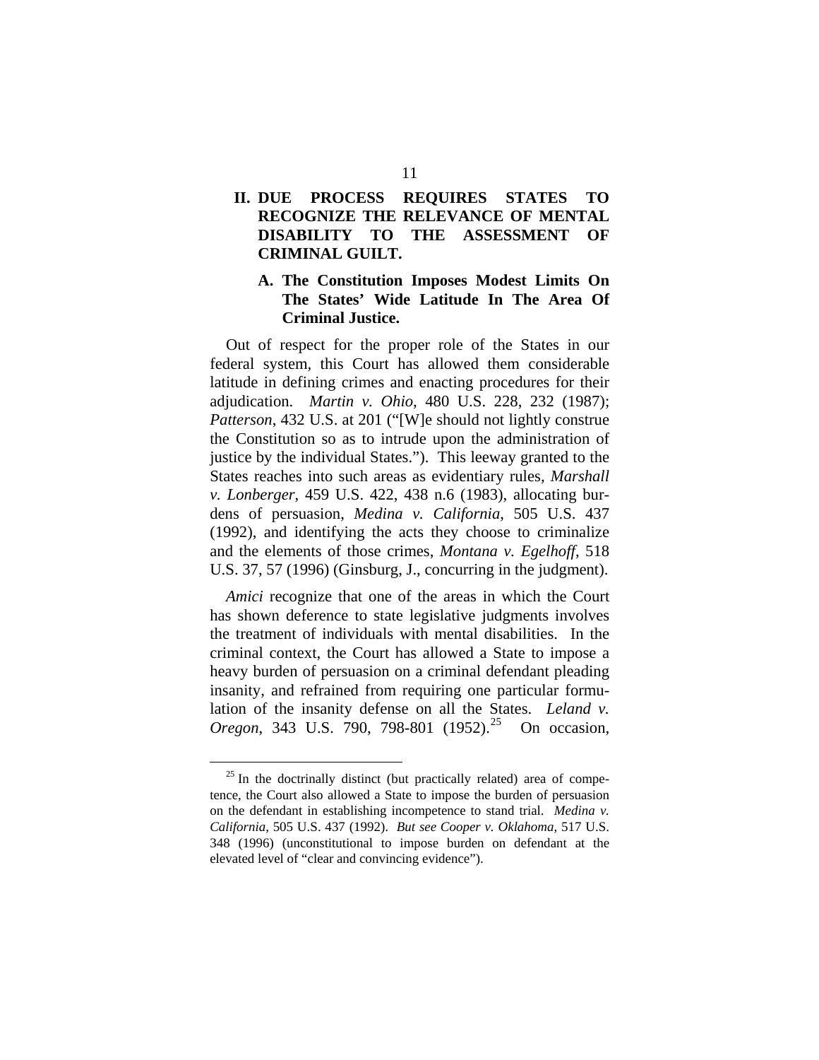## II. DUE PROCESS REQUIRES STATES TO RECOGNIZE THE RELEVANCE OF MENTAL DISABILITY TO THE ASSESSMENT OF CRIMINAL GUILT.

### A. The Constitution Imposes Modest Limits On The States' Wide Latitude In The Area Of Criminal Justice.

Out of respect for the proper role of the States in our federal system, this Court has allowed them considerable latitude in defining crimes and enacting procedures for their adjudication. *Martin v. Ohio*, 480 U.S. 228, 232 (1987); *Patterson*, 432 U.S. at 201 ("[W]e should not lightly construe the Constitution so as to intrude upon the administration of justice by the individual States."). This leeway granted to the States reaches into such areas as evidentiary rules, *Marshall v. Lonberger*, 459 U.S. 422, 438 n.6 (1983), allocating burdens of persuasion, *Medina v. California*, 505 U.S. 437 (1992), and identifying the acts they choose to criminalize and the elements of those crimes, *Montana v. Egelhoff*, 518 U.S. 37, 57 (1996) (Ginsburg, J., concurring in the judgment).

*Amici* recognize that one of the areas in which the Court has shown deference to state legislative judgments involves the treatment of individuals with mental disabilities. In the criminal context, the Court has allowed a State to impose a heavy burden of persuasion on a criminal defendant pleading insanity, and refrained from requiring one particular formulation of the insanity defense on all the States. *Leland v. Oregon*, 343 U.S. 790, 798-801 (1952).[25] On occasion,

---

[25] In the doctrinally distinct (but practically related) area of competence, the Court also allowed a State to impose the burden of persuasion on the defendant in establishing incompetence to stand trial. *Medina v. California*, 505 U.S. 437 (1992). *But see Cooper v. Oklahoma*, 517 U.S. 348 (1996) (unconstitutional to impose burden on defendant at the elevated level of "clear and convincing evidence").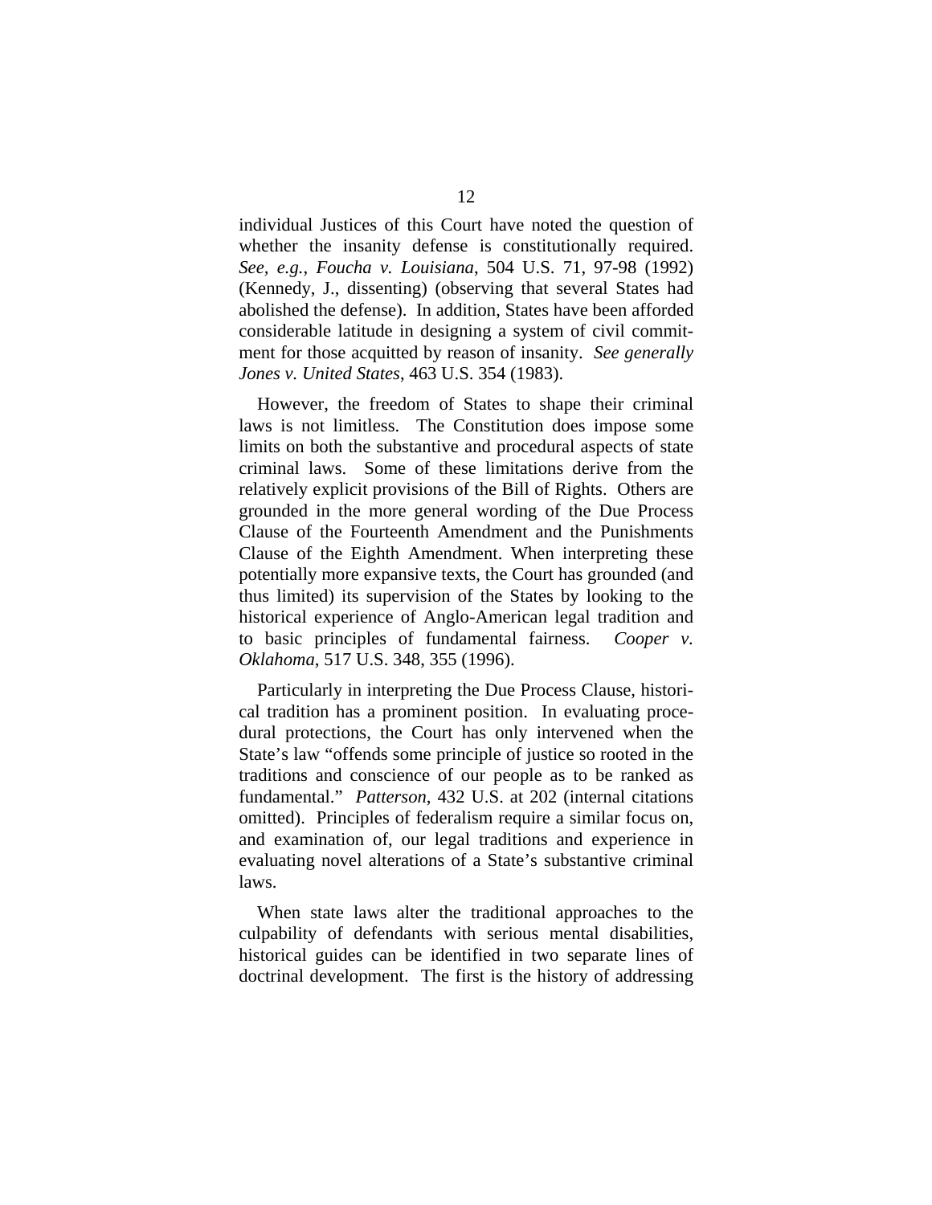individual Justices of this Court have noted the question of whether the insanity defense is constitutionally required. *See, e.g.*, *Foucha v. Louisiana*, 504 U.S. 71, 97-98 (1992) (Kennedy, J., dissenting) (observing that several States had abolished the defense). In addition, States have been afforded considerable latitude in designing a system of civil commitment for those acquitted by reason of insanity. *See generally Jones v. United States*, 463 U.S. 354 (1983).

However, the freedom of States to shape their criminal laws is not limitless. The Constitution does impose some limits on both the substantive and procedural aspects of state criminal laws. Some of these limitations derive from the relatively explicit provisions of the Bill of Rights. Others are grounded in the more general wording of the Due Process Clause of the Fourteenth Amendment and the Punishments Clause of the Eighth Amendment. When interpreting these potentially more expansive texts, the Court has grounded (and thus limited) its supervision of the States by looking to the historical experience of Anglo-American legal tradition and to basic principles of fundamental fairness. *Cooper v. Oklahoma*, 517 U.S. 348, 355 (1996).

Particularly in interpreting the Due Process Clause, historical tradition has a prominent position. In evaluating procedural protections, the Court has only intervened when the State's law "offends some principle of justice so rooted in the traditions and conscience of our people as to be ranked as fundamental." *Patterson*, 432 U.S. at 202 (internal citations omitted). Principles of federalism require a similar focus on, and examination of, our legal traditions and experience in evaluating novel alterations of a State's substantive criminal laws.

When state laws alter the traditional approaches to the culpability of defendants with serious mental disabilities, historical guides can be identified in two separate lines of doctrinal development. The first is the history of addressing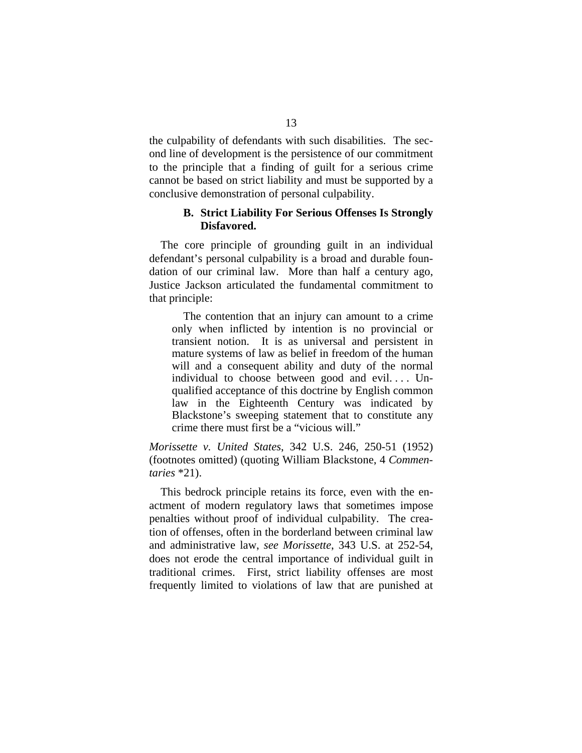the culpability of defendants with such disabilities. The second line of development is the persistence of our commitment to the principle that a finding of guilt for a serious crime cannot be based on strict liability and must be supported by a conclusive demonstration of personal culpability.

### B. Strict Liability For Serious Offenses Is Strongly Disfavored.

The core principle of grounding guilt in an individual defendant's personal culpability is a broad and durable foundation of our criminal law. More than half a century ago, Justice Jackson articulated the fundamental commitment to that principle:

> The contention that an injury can amount to a crime only when inflicted by intention is no provincial or transient notion. It is as universal and persistent in mature systems of law as belief in freedom of the human will and a consequent ability and duty of the normal individual to choose between good and evil. . . . Unqualified acceptance of this doctrine by English common law in the Eighteenth Century was indicated by Blackstone's sweeping statement that to constitute any crime there must first be a "vicious will."

*Morissette v. United States*, 342 U.S. 246, 250-51 (1952) (footnotes omitted) (quoting William Blackstone, 4 *Commentaries* *21).

This bedrock principle retains its force, even with the enactment of modern regulatory laws that sometimes impose penalties without proof of individual culpability. The creation of offenses, often in the borderland between criminal law and administrative law, *see Morissette*, 343 U.S. at 252-54, does not erode the central importance of individual guilt in traditional crimes. First, strict liability offenses are most frequently limited to violations of law that are punished at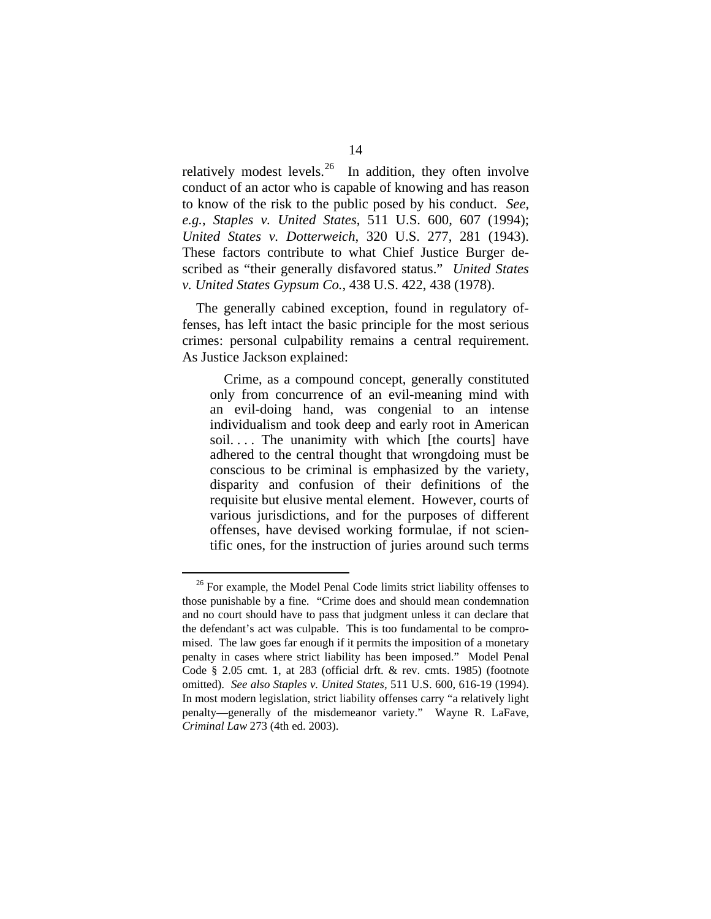relatively modest levels.[26] In addition, they often involve conduct of an actor who is capable of knowing and has reason to know of the risk to the public posed by his conduct. *See, e.g.*, *Staples v. United States*, 511 U.S. 600, 607 (1994); *United States v. Dotterweich*, 320 U.S. 277, 281 (1943). These factors contribute to what Chief Justice Burger described as "their generally disfavored status." *United States v. United States Gypsum Co.*, 438 U.S. 422, 438 (1978).

The generally cabined exception, found in regulatory offenses, has left intact the basic principle for the most serious crimes: personal culpability remains a central requirement. As Justice Jackson explained:

> Crime, as a compound concept, generally constituted only from concurrence of an evil-meaning mind with an evil-doing hand, was congenial to an intense individualism and took deep and early root in American soil. . . . The unanimity with which [the courts] have adhered to the central thought that wrongdoing must be conscious to be criminal is emphasized by the variety, disparity and confusion of their definitions of the requisite but elusive mental element. However, courts of various jurisdictions, and for the purposes of different offenses, have devised working formulae, if not scientific ones, for the instruction of juries around such terms

---

[26] For example, the Model Penal Code limits strict liability offenses to those punishable by a fine. "Crime does and should mean condemnation and no court should have to pass that judgment unless it can declare that the defendant's act was culpable. This is too fundamental to be compromised. The law goes far enough if it permits the imposition of a monetary penalty in cases where strict liability has been imposed." Model Penal Code § 2.05 cmt. 1, at 283 (official drft. & rev. cmts. 1985) (footnote omitted). *See also Staples v. United States*, 511 U.S. 600, 616-19 (1994). In most modern legislation, strict liability offenses carry "a relatively light penalty—generally of the misdemeanor variety." Wayne R. LaFave, *Criminal Law* 273 (4th ed. 2003).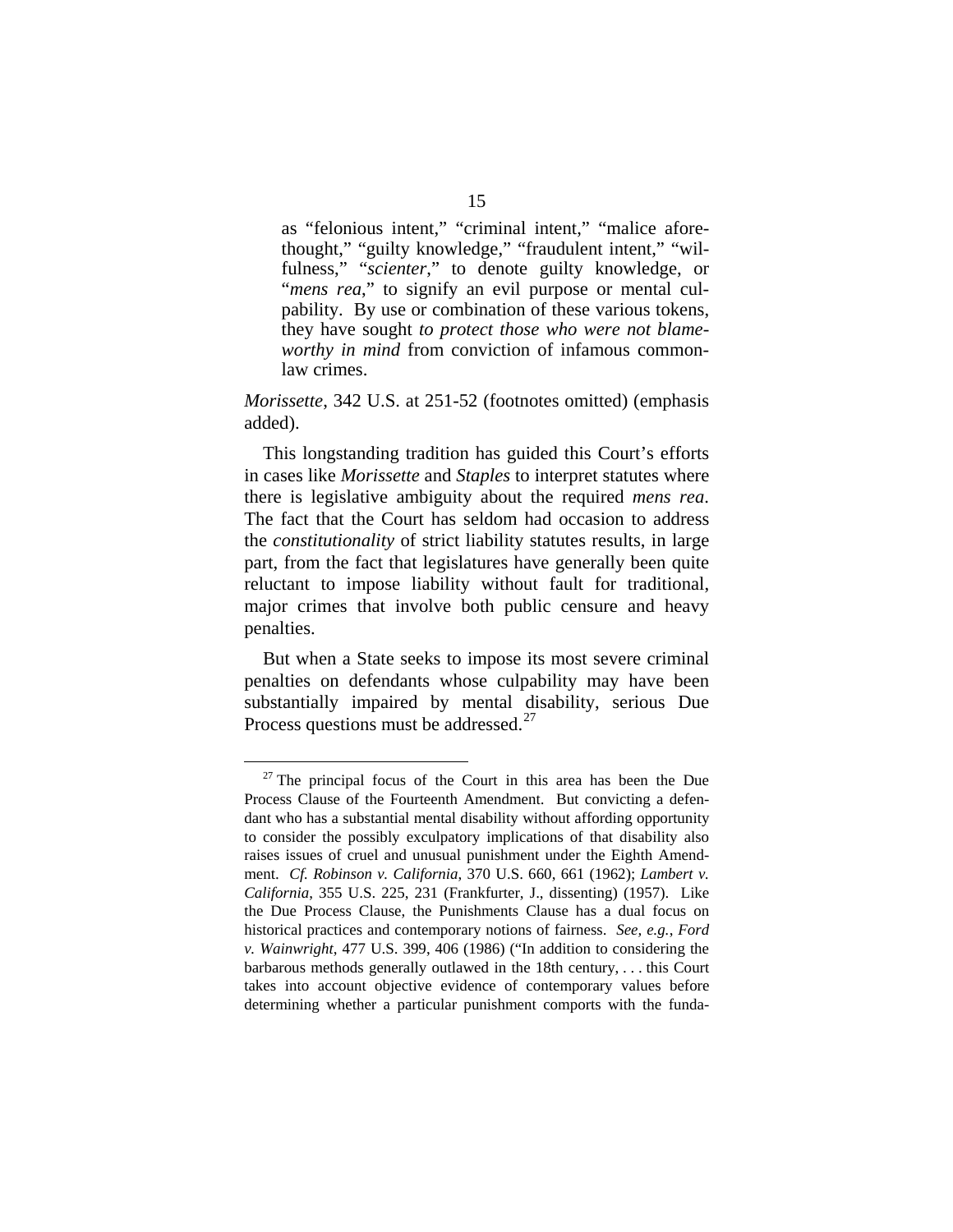> as "felonious intent," "criminal intent," "malice aforethought," "guilty knowledge," "fraudulent intent," "wilfulness," "*scienter*," to denote guilty knowledge, or "*mens rea*," to signify an evil purpose or mental culpability. By use or combination of these various tokens, they have sought *to protect those who were not blameworthy in mind* from conviction of infamous common-law crimes.

*Morissette*, 342 U.S. at 251-52 (footnotes omitted) (emphasis added).

This longstanding tradition has guided this Court's efforts in cases like *Morissette* and *Staples* to interpret statutes where there is legislative ambiguity about the required *mens rea*. The fact that the Court has seldom had occasion to address the *constitutionality* of strict liability statutes results, in large part, from the fact that legislatures have generally been quite reluctant to impose liability without fault for traditional, major crimes that involve both public censure and heavy penalties.

But when a State seeks to impose its most severe criminal penalties on defendants whose culpability may have been substantially impaired by mental disability, serious Due Process questions must be addressed.[27]

---

[27] The principal focus of the Court in this area has been the Due Process Clause of the Fourteenth Amendment. But convicting a defendant who has a substantial mental disability without affording opportunity to consider the possibly exculpatory implications of that disability also raises issues of cruel and unusual punishment under the Eighth Amendment. *Cf. Robinson v. California*, 370 U.S. 660, 661 (1962); *Lambert v. California*, 355 U.S. 225, 231 (Frankfurter, J., dissenting) (1957). Like the Due Process Clause, the Punishments Clause has a dual focus on historical practices and contemporary notions of fairness. *See, e.g.*, *Ford v. Wainwright*, 477 U.S. 399, 406 (1986) ("In addition to considering the barbarous methods generally outlawed in the 18th century, . . . this Court takes into account objective evidence of contemporary values before determining whether a particular punishment comports with the funda-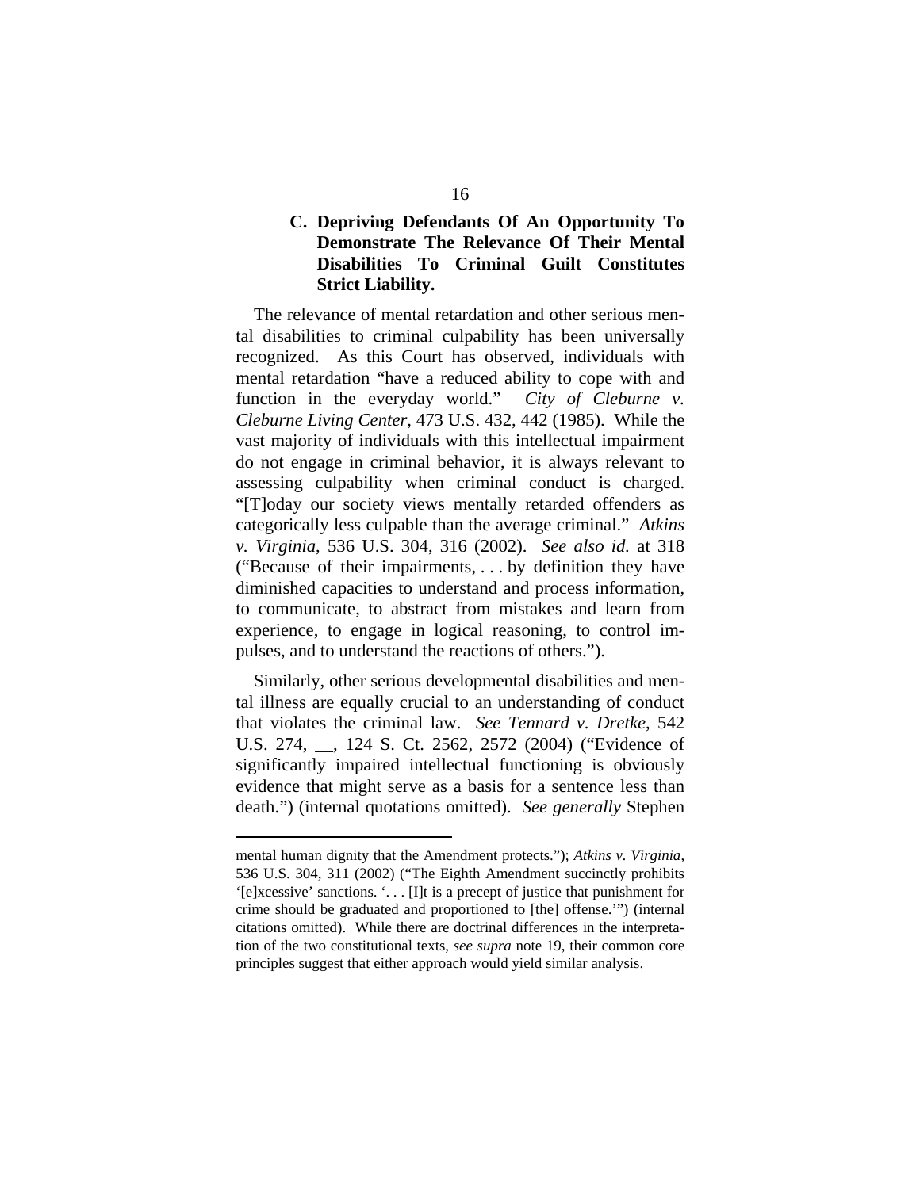### C. Depriving Defendants Of An Opportunity To Demonstrate The Relevance Of Their Mental Disabilities To Criminal Guilt Constitutes Strict Liability.

The relevance of mental retardation and other serious mental disabilities to criminal culpability has been universally recognized. As this Court has observed, individuals with mental retardation "have a reduced ability to cope with and function in the everyday world." *City of Cleburne v. Cleburne Living Center*, 473 U.S. 432, 442 (1985). While the vast majority of individuals with this intellectual impairment do not engage in criminal behavior, it is always relevant to assessing culpability when criminal conduct is charged. "[T]oday our society views mentally retarded offenders as categorically less culpable than the average criminal." *Atkins v. Virginia*, 536 U.S. 304, 316 (2002). *See also id.* at 318 ("Because of their impairments, . . . by definition they have diminished capacities to understand and process information, to communicate, to abstract from mistakes and learn from experience, to engage in logical reasoning, to control impulses, and to understand the reactions of others.").

Similarly, other serious developmental disabilities and mental illness are equally crucial to an understanding of conduct that violates the criminal law. *See Tennard v. Dretke*, 542 U.S. 274, __, 124 S. Ct. 2562, 2572 (2004) ("Evidence of significantly impaired intellectual functioning is obviously evidence that might serve as a basis for a sentence less than death.") (internal quotations omitted). *See generally* Stephen

---

mental human dignity that the Amendment protects."); *Atkins v. Virginia*, 536 U.S. 304, 311 (2002) ("The Eighth Amendment succinctly prohibits '[e]xcessive' sanctions. '. . . [I]t is a precept of justice that punishment for crime should be graduated and proportioned to [the] offense.'") (internal citations omitted). While there are doctrinal differences in the interpretation of the two constitutional texts, *see supra* note 19, their common core principles suggest that either approach would yield similar analysis.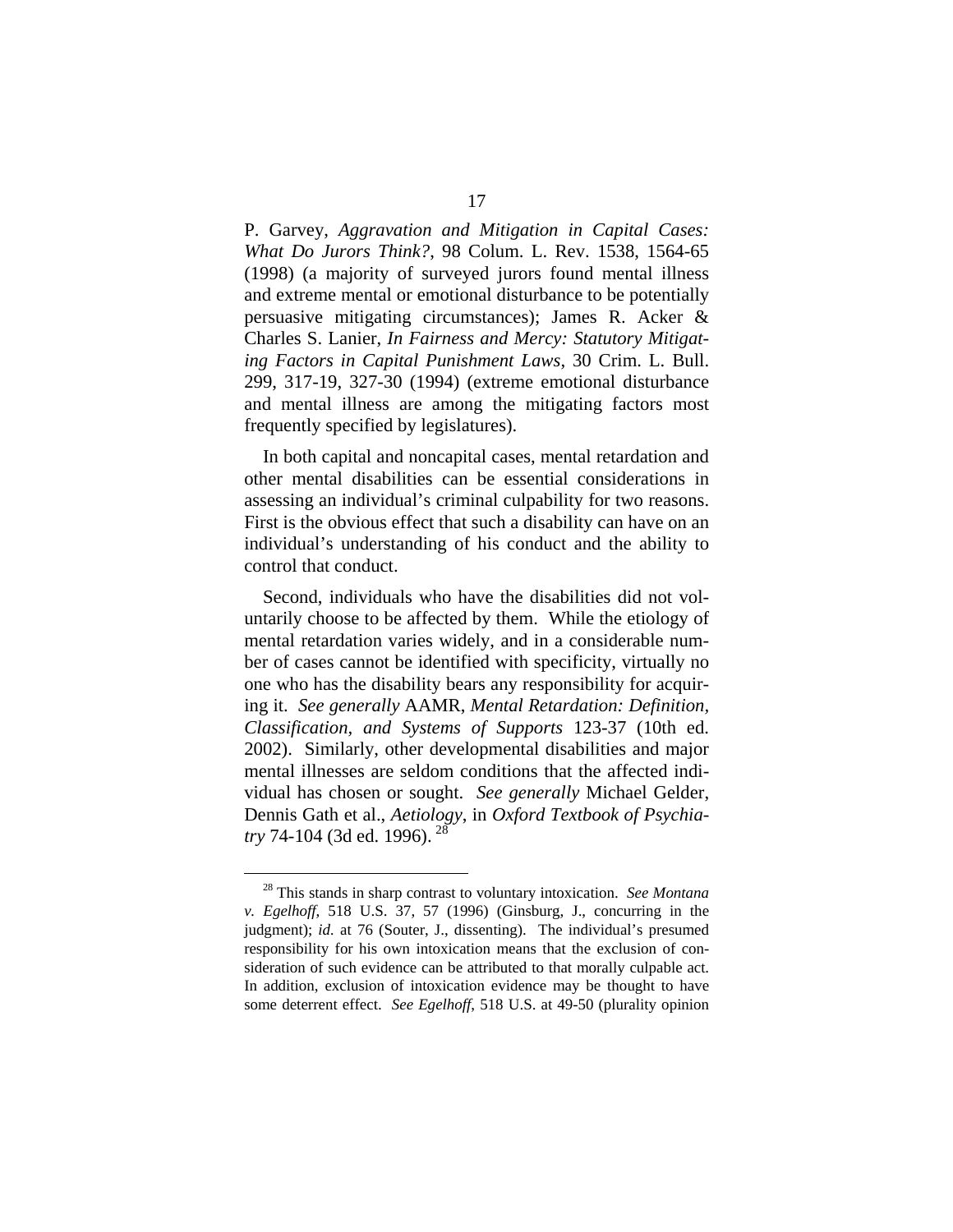P. Garvey, *Aggravation and Mitigation in Capital Cases: What Do Jurors Think?*, 98 Colum. L. Rev. 1538, 1564-65 (1998) (a majority of surveyed jurors found mental illness and extreme mental or emotional disturbance to be potentially persuasive mitigating circumstances); James R. Acker & Charles S. Lanier, *In Fairness and Mercy: Statutory Mitigating Factors in Capital Punishment Laws*, 30 Crim. L. Bull. 299, 317-19, 327-30 (1994) (extreme emotional disturbance and mental illness are among the mitigating factors most frequently specified by legislatures).

In both capital and noncapital cases, mental retardation and other mental disabilities can be essential considerations in assessing an individual's criminal culpability for two reasons. First is the obvious effect that such a disability can have on an individual's understanding of his conduct and the ability to control that conduct.

Second, individuals who have the disabilities did not voluntarily choose to be affected by them. While the etiology of mental retardation varies widely, and in a considerable number of cases cannot be identified with specificity, virtually no one who has the disability bears any responsibility for acquiring it. *See generally* AAMR, *Mental Retardation: Definition, Classification, and Systems of Supports* 123-37 (10th ed. 2002). Similarly, other developmental disabilities and major mental illnesses are seldom conditions that the affected individual has chosen or sought. *See generally* Michael Gelder, Dennis Gath et al., *Aetiology*, in *Oxford Textbook of Psychiatry* 74-104 (3d ed. 1996).[28]

---

[28] This stands in sharp contrast to voluntary intoxication. *See Montana v. Egelhoff*, 518 U.S. 37, 57 (1996) (Ginsburg, J., concurring in the judgment); *id.* at 76 (Souter, J., dissenting). The individual's presumed responsibility for his own intoxication means that the exclusion of consideration of such evidence can be attributed to that morally culpable act. In addition, exclusion of intoxication evidence may be thought to have some deterrent effect. *See Egelhoff*, 518 U.S. at 49-50 (plurality opinion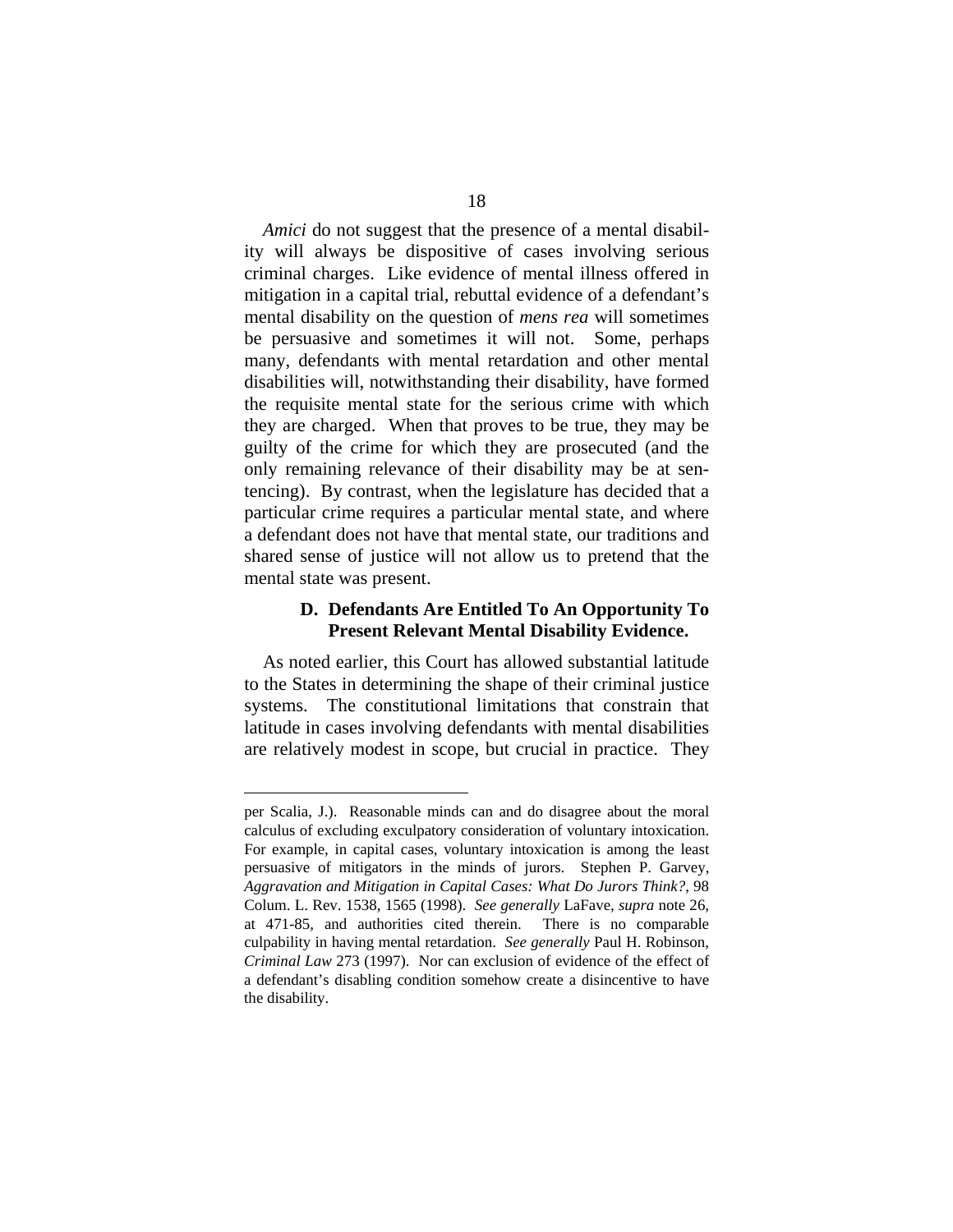*Amici* do not suggest that the presence of a mental disability will always be dispositive of cases involving serious criminal charges. Like evidence of mental illness offered in mitigation in a capital trial, rebuttal evidence of a defendant's mental disability on the question of *mens rea* will sometimes be persuasive and sometimes it will not. Some, perhaps many, defendants with mental retardation and other mental disabilities will, notwithstanding their disability, have formed the requisite mental state for the serious crime with which they are charged. When that proves to be true, they may be guilty of the crime for which they are prosecuted (and the only remaining relevance of their disability may be at sentencing). By contrast, when the legislature has decided that a particular crime requires a particular mental state, and where a defendant does not have that mental state, our traditions and shared sense of justice will not allow us to pretend that the mental state was present.

### D. Defendants Are Entitled To An Opportunity To Present Relevant Mental Disability Evidence.

As noted earlier, this Court has allowed substantial latitude to the States in determining the shape of their criminal justice systems. The constitutional limitations that constrain that latitude in cases involving defendants with mental disabilities are relatively modest in scope, but crucial in practice. They

---

per Scalia, J.). Reasonable minds can and do disagree about the moral calculus of excluding exculpatory consideration of voluntary intoxication. For example, in capital cases, voluntary intoxication is among the least persuasive of mitigators in the minds of jurors. Stephen P. Garvey, *Aggravation and Mitigation in Capital Cases: What Do Jurors Think?*, 98 Colum. L. Rev. 1538, 1565 (1998). *See generally* LaFave, *supra* note 26, at 471-85, and authorities cited therein. There is no comparable culpability in having mental retardation. *See generally* Paul H. Robinson, *Criminal Law* 273 (1997). Nor can exclusion of evidence of the effect of a defendant's disabling condition somehow create a disincentive to have the disability.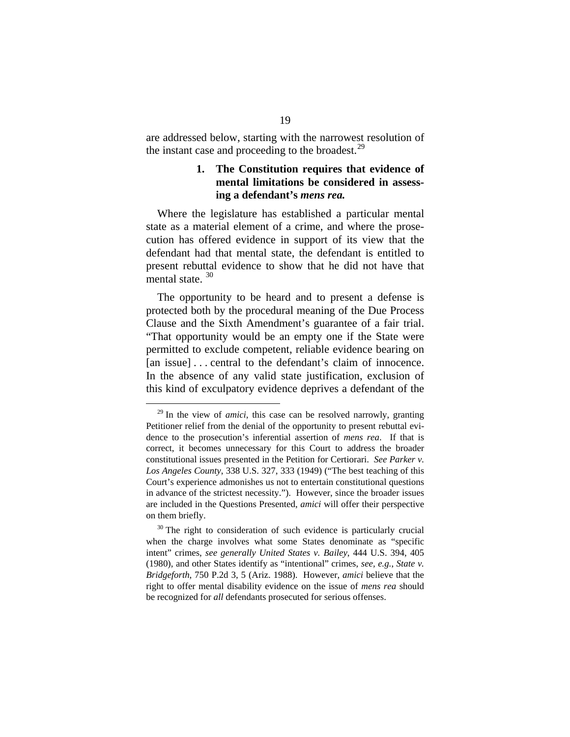are addressed below, starting with the narrowest resolution of the instant case and proceeding to the broadest.[29]

### 1. The Constitution requires that evidence of mental limitations be considered in assessing a defendant's *mens rea.*

Where the legislature has established a particular mental state as a material element of a crime, and where the prosecution has offered evidence in support of its view that the defendant had that mental state, the defendant is entitled to present rebuttal evidence to show that he did not have that mental state. [30]

The opportunity to be heard and to present a defense is protected both by the procedural meaning of the Due Process Clause and the Sixth Amendment's guarantee of a fair trial. "That opportunity would be an empty one if the State were permitted to exclude competent, reliable evidence bearing on [an issue] . . . central to the defendant's claim of innocence. In the absence of any valid state justification, exclusion of this kind of exculpatory evidence deprives a defendant of the

---

[29] In the view of *amici*, this case can be resolved narrowly, granting Petitioner relief from the denial of the opportunity to present rebuttal evidence to the prosecution's inferential assertion of *mens rea*. If that is correct, it becomes unnecessary for this Court to address the broader constitutional issues presented in the Petition for Certiorari. *See Parker v. Los Angeles County*, 338 U.S. 327, 333 (1949) ("The best teaching of this Court's experience admonishes us not to entertain constitutional questions in advance of the strictest necessity."). However, since the broader issues are included in the Questions Presented, *amici* will offer their perspective on them briefly.

[30] The right to consideration of such evidence is particularly crucial when the charge involves what some States denominate as "specific intent" crimes, *see generally United States v. Bailey*, 444 U.S. 394, 405 (1980), and other States identify as "intentional" crimes, *see, e.g., State v. Bridgeforth*, 750 P.2d 3, 5 (Ariz. 1988). However, *amici* believe that the right to offer mental disability evidence on the issue of *mens rea* should be recognized for *all* defendants prosecuted for serious offenses.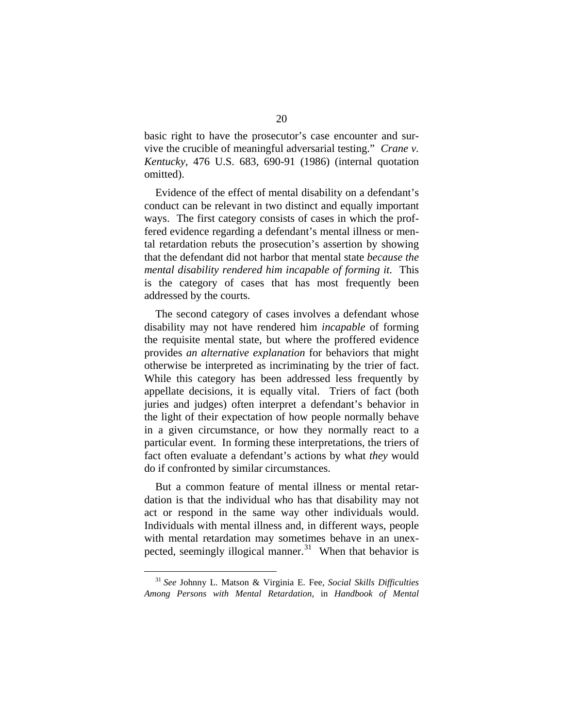basic right to have the prosecutor's case encounter and survive the crucible of meaningful adversarial testing." *Crane v. Kentucky*, 476 U.S. 683, 690-91 (1986) (internal quotation omitted).

Evidence of the effect of mental disability on a defendant's conduct can be relevant in two distinct and equally important ways. The first category consists of cases in which the proffered evidence regarding a defendant's mental illness or mental retardation rebuts the prosecution's assertion by showing that the defendant did not harbor that mental state *because the mental disability rendered him incapable of forming it.* This is the category of cases that has most frequently been addressed by the courts.

The second category of cases involves a defendant whose disability may not have rendered him *incapable* of forming the requisite mental state, but where the proffered evidence provides *an alternative explanation* for behaviors that might otherwise be interpreted as incriminating by the trier of fact. While this category has been addressed less frequently by appellate decisions, it is equally vital. Triers of fact (both juries and judges) often interpret a defendant's behavior in the light of their expectation of how people normally behave in a given circumstance, or how they normally react to a particular event. In forming these interpretations, the triers of fact often evaluate a defendant's actions by what *they* would do if confronted by similar circumstances.

But a common feature of mental illness or mental retardation is that the individual who has that disability may not act or respond in the same way other individuals would. Individuals with mental illness and, in different ways, people with mental retardation may sometimes behave in an unexpected, seemingly illogical manner.[31] When that behavior is

[31] *See* Johnny L. Matson & Virginia E. Fee, *Social Skills Difficulties Among Persons with Mental Retardation*, in *Handbook of Mental*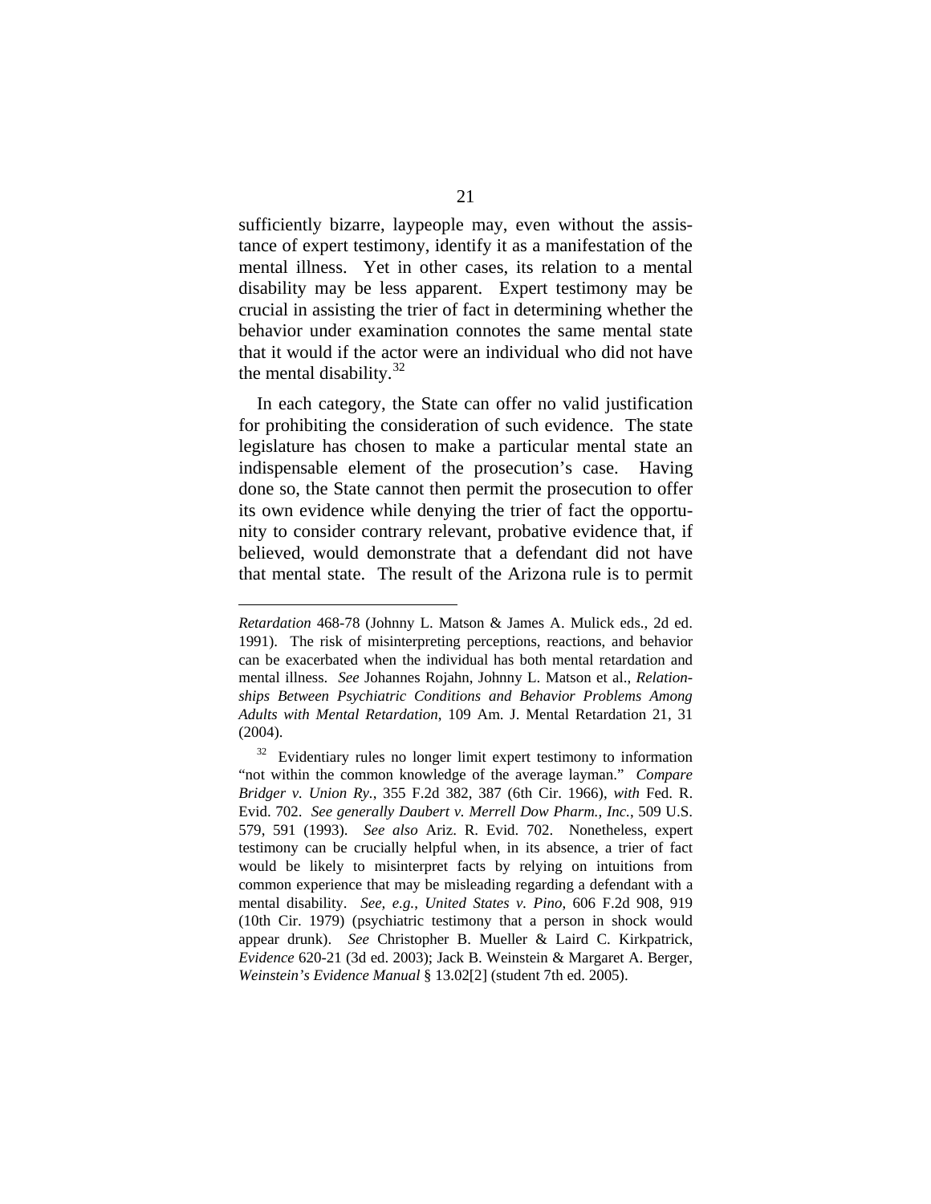sufficiently bizarre, laypeople may, even without the assistance of expert testimony, identify it as a manifestation of the mental illness. Yet in other cases, its relation to a mental disability may be less apparent. Expert testimony may be crucial in assisting the trier of fact in determining whether the behavior under examination connotes the same mental state that it would if the actor were an individual who did not have the mental disability.[32]

In each category, the State can offer no valid justification for prohibiting the consideration of such evidence. The state legislature has chosen to make a particular mental state an indispensable element of the prosecution's case. Having done so, the State cannot then permit the prosecution to offer its own evidence while denying the trier of fact the opportunity to consider contrary relevant, probative evidence that, if believed, would demonstrate that a defendant did not have that mental state. The result of the Arizona rule is to permit

---

*Retardation* 468-78 (Johnny L. Matson & James A. Mulick eds., 2d ed. 1991). The risk of misinterpreting perceptions, reactions, and behavior can be exacerbated when the individual has both mental retardation and mental illness. *See* Johannes Rojahn, Johnny L. Matson et al., *Relationships Between Psychiatric Conditions and Behavior Problems Among Adults with Mental Retardation*, 109 Am. J. Mental Retardation 21, 31 (2004).

[32] Evidentiary rules no longer limit expert testimony to information "not within the common knowledge of the average layman." *Compare Bridger v. Union Ry.*, 355 F.2d 382, 387 (6th Cir. 1966), *with* Fed. R. Evid. 702. *See generally Daubert v. Merrell Dow Pharm., Inc.*, 509 U.S. 579, 591 (1993). *See also* Ariz. R. Evid. 702. Nonetheless, expert testimony can be crucially helpful when, in its absence, a trier of fact would be likely to misinterpret facts by relying on intuitions from common experience that may be misleading regarding a defendant with a mental disability. *See, e.g.*, *United States v. Pino*, 606 F.2d 908, 919 (10th Cir. 1979) (psychiatric testimony that a person in shock would appear drunk). *See* Christopher B. Mueller & Laird C. Kirkpatrick, *Evidence* 620-21 (3d ed. 2003); Jack B. Weinstein & Margaret A. Berger, *Weinstein's Evidence Manual* § 13.02[2] (student 7th ed. 2005).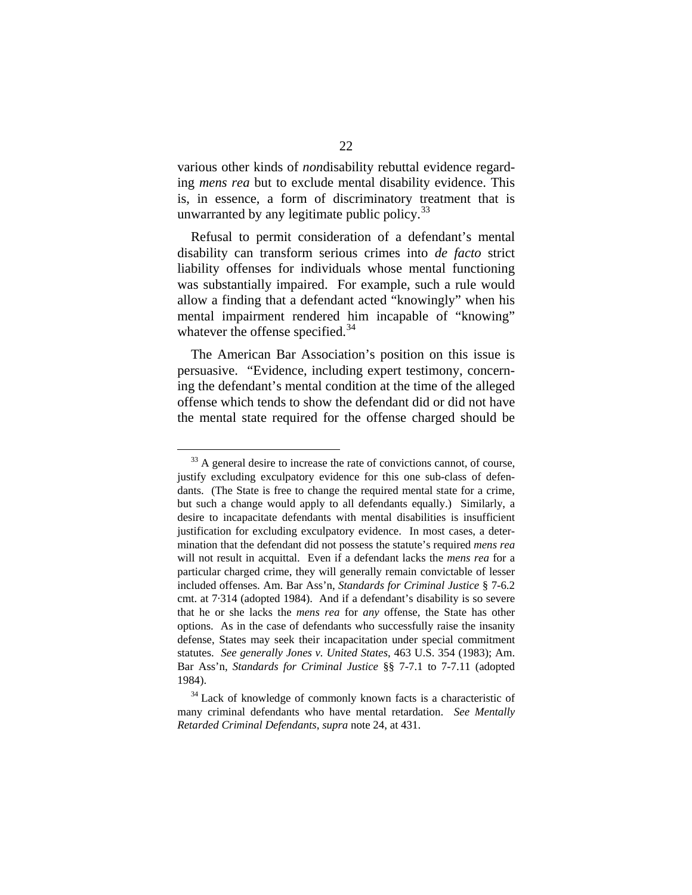various other kinds of *non*disability rebuttal evidence regarding *mens rea* but to exclude mental disability evidence. This is, in essence, a form of discriminatory treatment that is unwarranted by any legitimate public policy.[33]

Refusal to permit consideration of a defendant's mental disability can transform serious crimes into *de facto* strict liability offenses for individuals whose mental functioning was substantially impaired. For example, such a rule would allow a finding that a defendant acted "knowingly" when his mental impairment rendered him incapable of "knowing" whatever the offense specified.[34]

The American Bar Association's position on this issue is persuasive. "Evidence, including expert testimony, concerning the defendant's mental condition at the time of the alleged offense which tends to show the defendant did or did not have the mental state required for the offense charged should be

---

[33] A general desire to increase the rate of convictions cannot, of course, justify excluding exculpatory evidence for this one sub-class of defendants. (The State is free to change the required mental state for a crime, but such a change would apply to all defendants equally.) Similarly, a desire to incapacitate defendants with mental disabilities is insufficient justification for excluding exculpatory evidence. In most cases, a determination that the defendant did not possess the statute's required *mens rea* will not result in acquittal. Even if a defendant lacks the *mens rea* for a particular charged crime, they will generally remain convictable of lesser included offenses. Am. Bar Ass'n, *Standards for Criminal Justice* § 7-6.2 cmt. at 7·314 (adopted 1984). And if a defendant's disability is so severe that he or she lacks the *mens rea* for *any* offense, the State has other options. As in the case of defendants who successfully raise the insanity defense, States may seek their incapacitation under special commitment statutes. *See generally Jones v. United States*, 463 U.S. 354 (1983); Am. Bar Ass'n, *Standards for Criminal Justice* §§ 7-7.1 to 7-7.11 (adopted 1984).

[34] Lack of knowledge of commonly known facts is a characteristic of many criminal defendants who have mental retardation. *See Mentally Retarded Criminal Defendants*, *supra* note 24, at 431.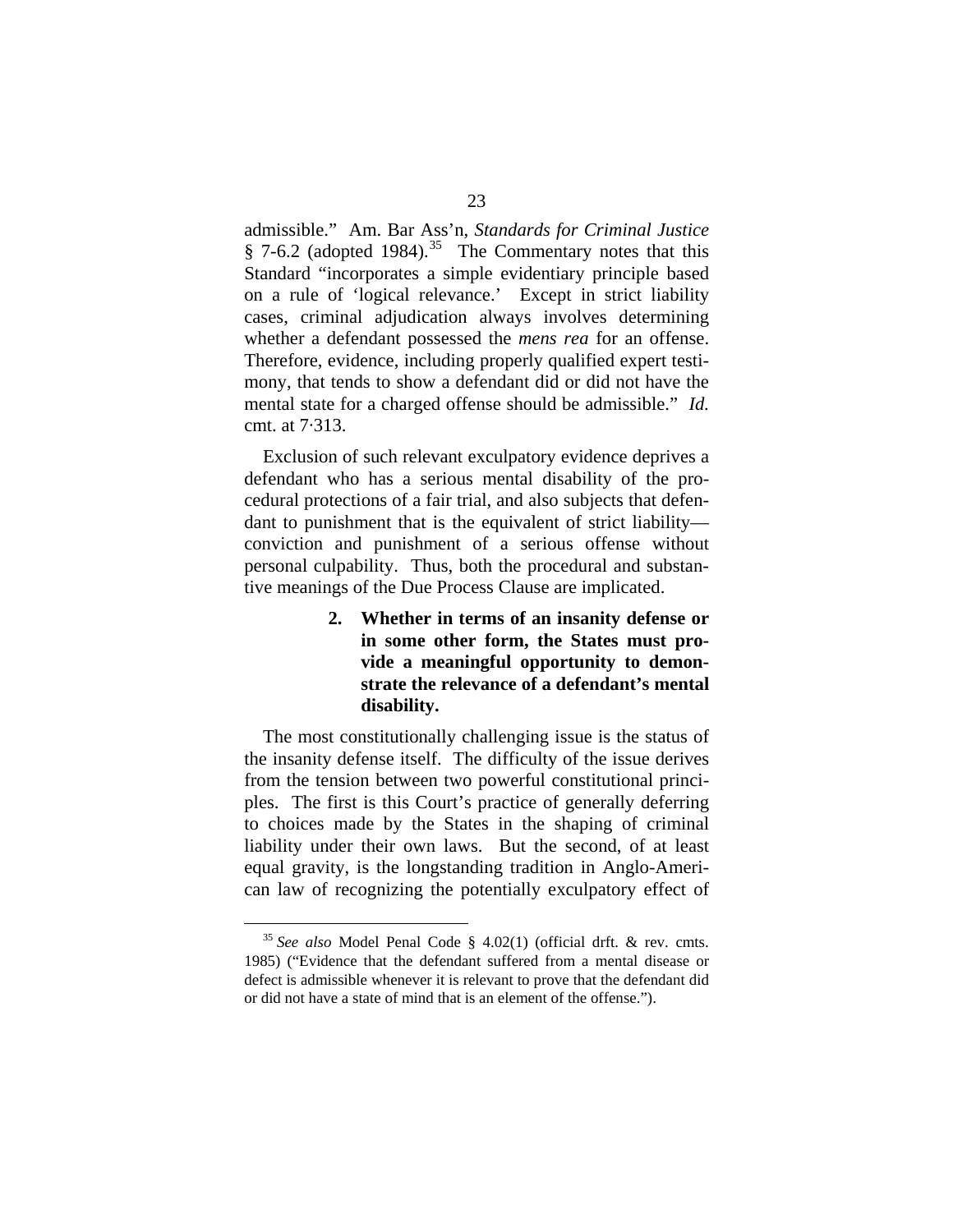admissible." Am. Bar Ass'n, *Standards for Criminal Justice* § 7-6.2 (adopted 1984).[35] The Commentary notes that this Standard "incorporates a simple evidentiary principle based on a rule of 'logical relevance.' Except in strict liability cases, criminal adjudication always involves determining whether a defendant possessed the *mens rea* for an offense. Therefore, evidence, including properly qualified expert testimony, that tends to show a defendant did or did not have the mental state for a charged offense should be admissible." *Id.* cmt. at 7·313.

Exclusion of such relevant exculpatory evidence deprives a defendant who has a serious mental disability of the procedural protections of a fair trial, and also subjects that defendant to punishment that is the equivalent of strict liability—conviction and punishment of a serious offense without personal culpability. Thus, both the procedural and substantive meanings of the Due Process Clause are implicated.

**2. Whether in terms of an insanity defense or in some other form, the States must provide a meaningful opportunity to demonstrate the relevance of a defendant's mental disability.**

The most constitutionally challenging issue is the status of the insanity defense itself. The difficulty of the issue derives from the tension between two powerful constitutional principles. The first is this Court's practice of generally deferring to choices made by the States in the shaping of criminal liability under their own laws. But the second, of at least equal gravity, is the longstanding tradition in Anglo-American law of recognizing the potentially exculpatory effect of

[35] *See also* Model Penal Code § 4.02(1) (official drft. & rev. cmts. 1985) ("Evidence that the defendant suffered from a mental disease or defect is admissible whenever it is relevant to prove that the defendant did or did not have a state of mind that is an element of the offense.").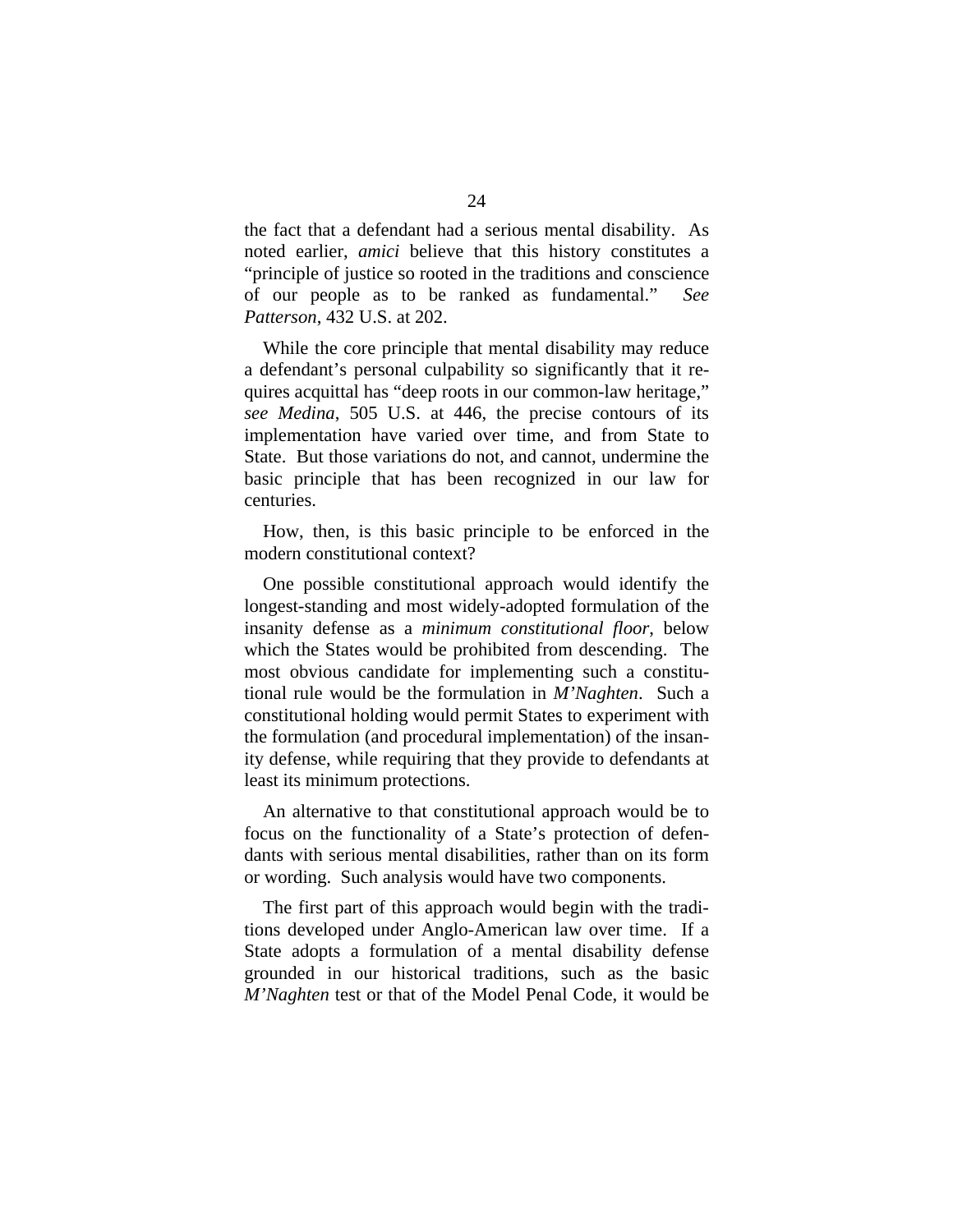the fact that a defendant had a serious mental disability. As noted earlier, *amici* believe that this history constitutes a "principle of justice so rooted in the traditions and conscience of our people as to be ranked as fundamental." *See Patterson*, 432 U.S. at 202.

While the core principle that mental disability may reduce a defendant's personal culpability so significantly that it requires acquittal has "deep roots in our common-law heritage," *see Medina*, 505 U.S. at 446, the precise contours of its implementation have varied over time, and from State to State. But those variations do not, and cannot, undermine the basic principle that has been recognized in our law for centuries.

How, then, is this basic principle to be enforced in the modern constitutional context?

One possible constitutional approach would identify the longest-standing and most widely-adopted formulation of the insanity defense as a *minimum constitutional floor*, below which the States would be prohibited from descending. The most obvious candidate for implementing such a constitutional rule would be the formulation in *M'Naghten*. Such a constitutional holding would permit States to experiment with the formulation (and procedural implementation) of the insanity defense, while requiring that they provide to defendants at least its minimum protections.

An alternative to that constitutional approach would be to focus on the functionality of a State's protection of defendants with serious mental disabilities, rather than on its form or wording. Such analysis would have two components.

The first part of this approach would begin with the traditions developed under Anglo-American law over time. If a State adopts a formulation of a mental disability defense grounded in our historical traditions, such as the basic *M'Naghten* test or that of the Model Penal Code, it would be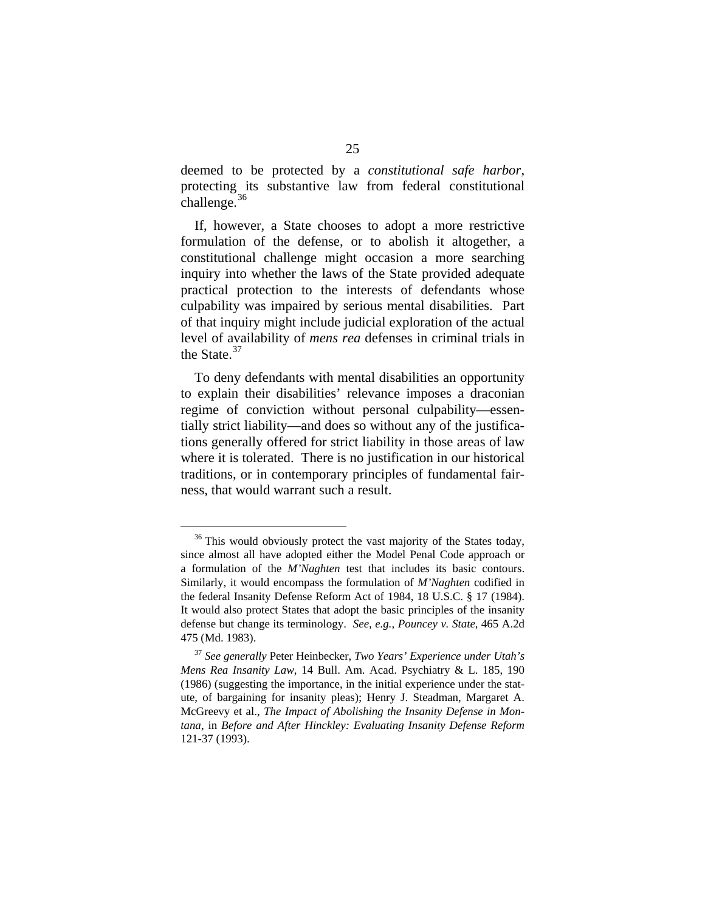deemed to be protected by a *constitutional safe harbor*, protecting its substantive law from federal constitutional challenge.[36]

If, however, a State chooses to adopt a more restrictive formulation of the defense, or to abolish it altogether, a constitutional challenge might occasion a more searching inquiry into whether the laws of the State provided adequate practical protection to the interests of defendants whose culpability was impaired by serious mental disabilities. Part of that inquiry might include judicial exploration of the actual level of availability of *mens rea* defenses in criminal trials in the State.[37]

To deny defendants with mental disabilities an opportunity to explain their disabilities' relevance imposes a draconian regime of conviction without personal culpability—essentially strict liability—and does so without any of the justifications generally offered for strict liability in those areas of law where it is tolerated. There is no justification in our historical traditions, or in contemporary principles of fundamental fairness, that would warrant such a result.

---

[36] This would obviously protect the vast majority of the States today, since almost all have adopted either the Model Penal Code approach or a formulation of the *M'Naghten* test that includes its basic contours. Similarly, it would encompass the formulation of *M'Naghten* codified in the federal Insanity Defense Reform Act of 1984, 18 U.S.C. § 17 (1984). It would also protect States that adopt the basic principles of the insanity defense but change its terminology. *See, e.g.*, *Pouncey v. State*, 465 A.2d 475 (Md. 1983).

[37] *See generally* Peter Heinbecker, *Two Years' Experience under Utah's Mens Rea Insanity Law*, 14 Bull. Am. Acad. Psychiatry & L. 185, 190 (1986) (suggesting the importance, in the initial experience under the statute, of bargaining for insanity pleas); Henry J. Steadman, Margaret A. McGreevy et al., *The Impact of Abolishing the Insanity Defense in Montana*, in *Before and After Hinckley: Evaluating Insanity Defense Reform* 121-37 (1993).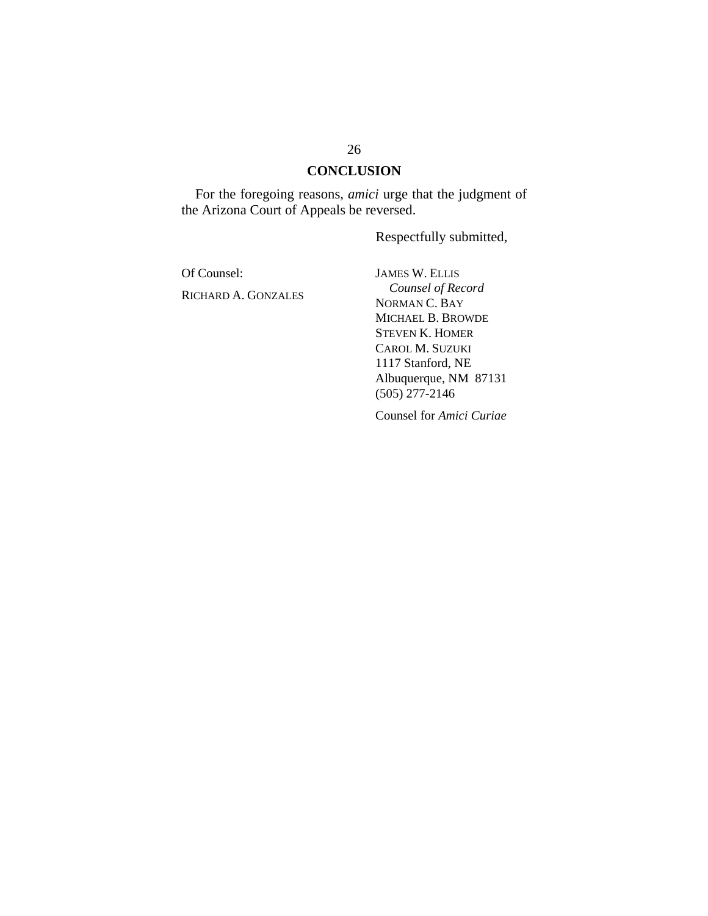## CONCLUSION

For the foregoing reasons, *amici* urge that the judgment of the Arizona Court of Appeals be reversed.

Respectfully submitted,

Of Counsel:

RICHARD A. GONZALES

JAMES W. ELLIS
*Counsel of Record*
NORMAN C. BAY
MICHAEL B. BROWDE
STEVEN K. HOMER
CAROL M. SUZUKI
1117 Stanford, NE
Albuquerque, NM 87131
(505) 277-2146

Counsel for *Amici Curiae*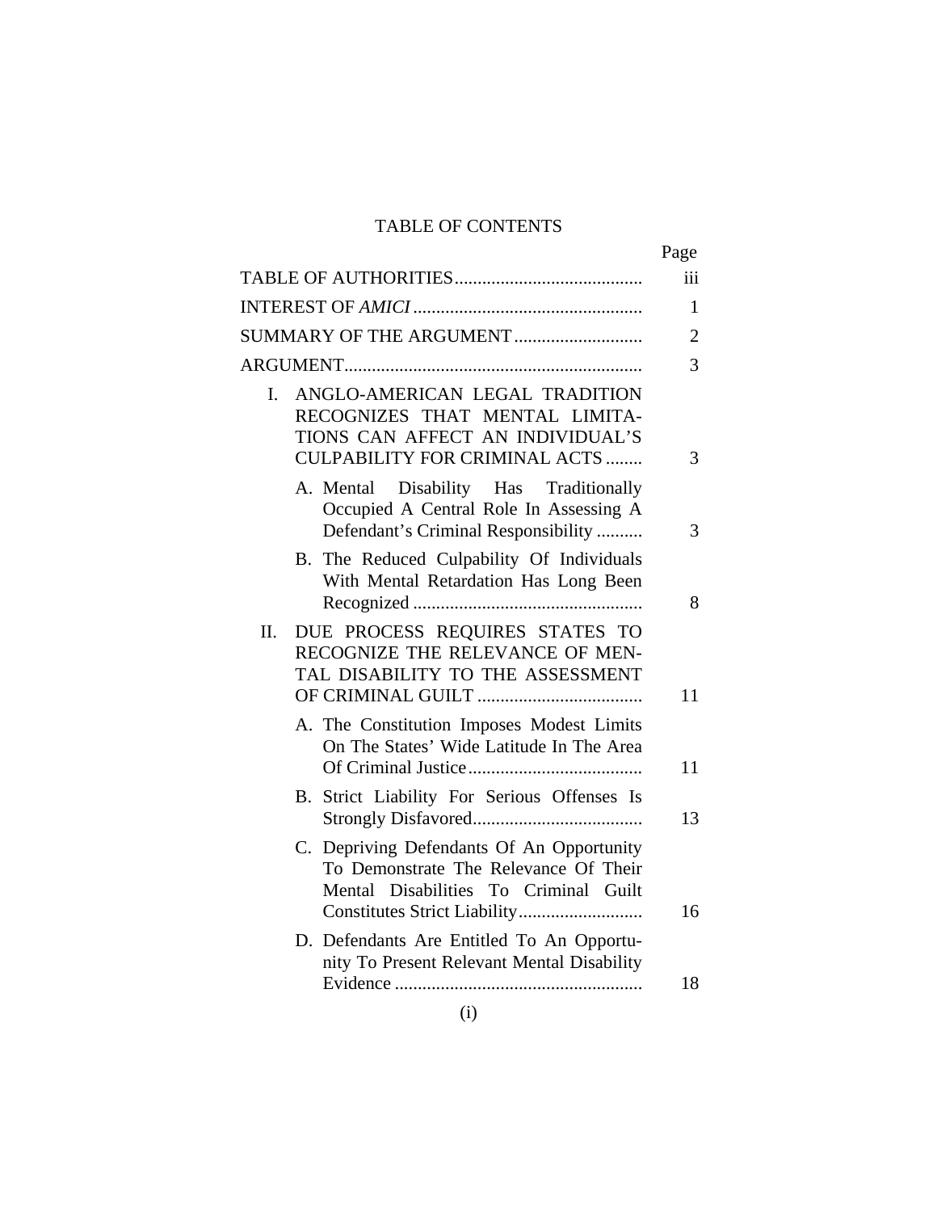# TABLE OF CONTENTS

| | Page |
|---|---|
| TABLE OF AUTHORITIES | iii |
| INTEREST OF *AMICI* | 1 |
| SUMMARY OF THE ARGUMENT | 2 |
| ARGUMENT | 3 |
| I. ANGLO-AMERICAN LEGAL TRADITION RECOGNIZES THAT MENTAL LIMITATIONS CAN AFFECT AN INDIVIDUAL'S CULPABILITY FOR CRIMINAL ACTS | 3 |
| A. Mental Disability Has Traditionally Occupied A Central Role In Assessing A Defendant's Criminal Responsibility | 3 |
| B. The Reduced Culpability Of Individuals With Mental Retardation Has Long Been Recognized | 8 |
| II. DUE PROCESS REQUIRES STATES TO RECOGNIZE THE RELEVANCE OF MENTAL DISABILITY TO THE ASSESSMENT OF CRIMINAL GUILT | 11 |
| A. The Constitution Imposes Modest Limits On The States' Wide Latitude In The Area Of Criminal Justice | 11 |
| B. Strict Liability For Serious Offenses Is Strongly Disfavored | 13 |
| C. Depriving Defendants Of An Opportunity To Demonstrate The Relevance Of Their Mental Disabilities To Criminal Guilt Constitutes Strict Liability | 16 |
| D. Defendants Are Entitled To An Opportunity To Present Relevant Mental Disability Evidence | 18 |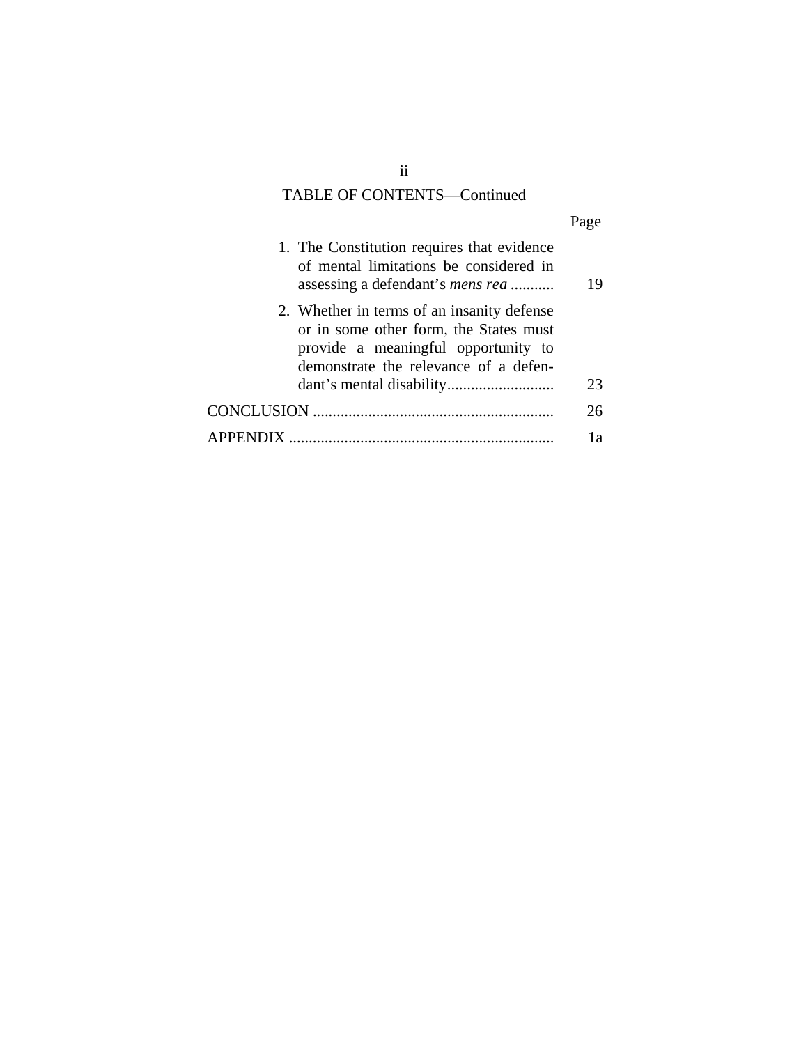TABLE OF CONTENTS—Continued

| | Page |
|---|---|
| 1. The Constitution requires that evidence of mental limitations be considered in assessing a defendant's *mens rea* ........... | 19 |
| 2. Whether in terms of an insanity defense or in some other form, the States must provide a meaningful opportunity to demonstrate the relevance of a defendant's mental disability........................... | 23 |
| CONCLUSION ............................................................ | 26 |
| APPENDIX .................................................................. | 1a |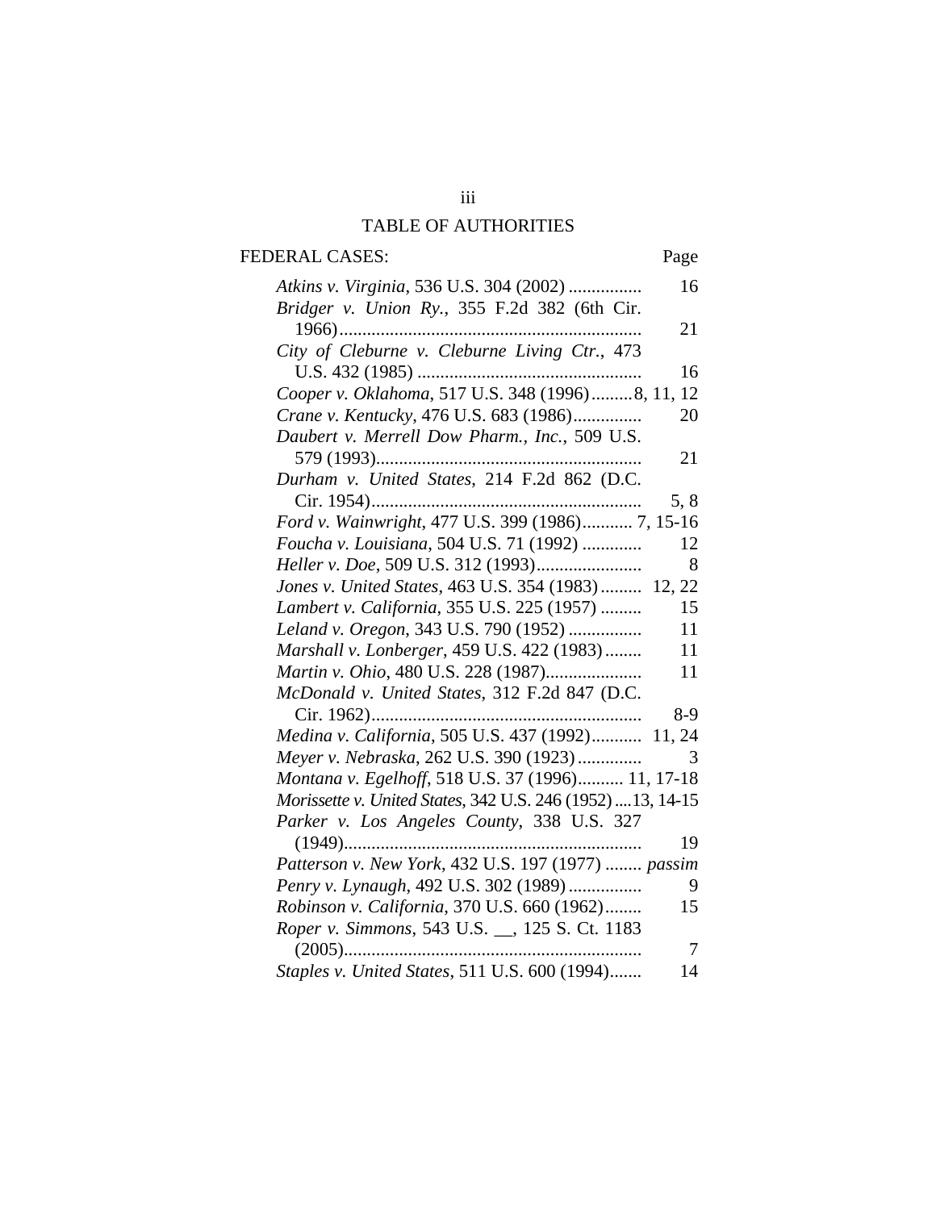# TABLE OF AUTHORITIES

| FEDERAL CASES: | Page |
|---|---|
| *Atkins v. Virginia*, 536 U.S. 304 (2002) | 16 |
| *Bridger v. Union Ry.*, 355 F.2d 382 (6th Cir. 1966) | 21 |
| *City of Cleburne v. Cleburne Living Ctr.*, 473 U.S. 432 (1985) | 16 |
| *Cooper v. Oklahoma*, 517 U.S. 348 (1996) | 8, 11, 12 |
| *Crane v. Kentucky*, 476 U.S. 683 (1986) | 20 |
| *Daubert v. Merrell Dow Pharm., Inc.*, 509 U.S. 579 (1993) | 21 |
| *Durham v. United States*, 214 F.2d 862 (D.C. Cir. 1954) | 5, 8 |
| *Ford v. Wainwright*, 477 U.S. 399 (1986) | 7, 15-16 |
| *Foucha v. Louisiana*, 504 U.S. 71 (1992) | 12 |
| *Heller v. Doe*, 509 U.S. 312 (1993) | 8 |
| *Jones v. United States*, 463 U.S. 354 (1983) | 12, 22 |
| *Lambert v. California*, 355 U.S. 225 (1957) | 15 |
| *Leland v. Oregon*, 343 U.S. 790 (1952) | 11 |
| *Marshall v. Lonberger*, 459 U.S. 422 (1983) | 11 |
| *Martin v. Ohio*, 480 U.S. 228 (1987) | 11 |
| *McDonald v. United States*, 312 F.2d 847 (D.C. Cir. 1962) | 8-9 |
| *Medina v. California*, 505 U.S. 437 (1992) | 11, 24 |
| *Meyer v. Nebraska*, 262 U.S. 390 (1923) | 3 |
| *Montana v. Egelhoff*, 518 U.S. 37 (1996) | 11, 17-18 |
| *Morissette v. United States*, 342 U.S. 246 (1952) | 13, 14-15 |
| *Parker v. Los Angeles County*, 338 U.S. 327 (1949) | 19 |
| *Patterson v. New York*, 432 U.S. 197 (1977) | *passim* |
| *Penry v. Lynaugh*, 492 U.S. 302 (1989) | 9 |
| *Robinson v. California*, 370 U.S. 660 (1962) | 15 |
| *Roper v. Simmons*, 543 U.S. __, 125 S. Ct. 1183 (2005) | 7 |
| *Staples v. United States*, 511 U.S. 600 (1994) | 14 |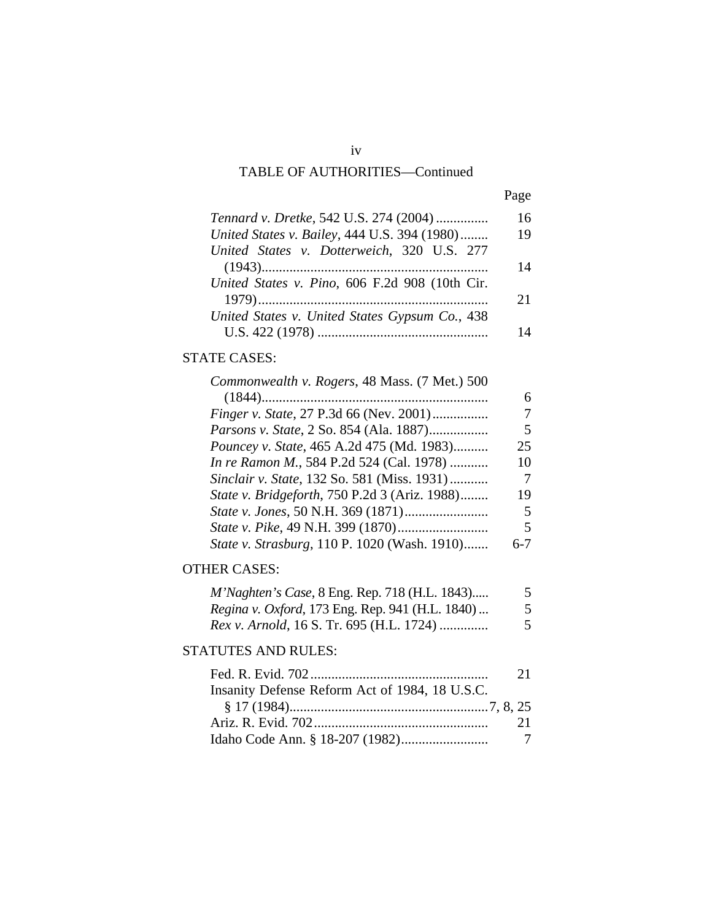# TABLE OF AUTHORITIES—Continued

| | Page |
|---|---|
| *Tennard v. Dretke*, 542 U.S. 274 (2004) | 16 |
| *United States v. Bailey*, 444 U.S. 394 (1980) | 19 |
| *United States v. Dotterweich*, 320 U.S. 277 (1943) | 14 |
| *United States v. Pino*, 606 F.2d 908 (10th Cir. 1979) | 21 |
| *United States v. United States Gypsum Co.*, 438 U.S. 422 (1978) | 14 |

STATE CASES:

| | |
|---|---|
| *Commonwealth v. Rogers*, 48 Mass. (7 Met.) 500 (1844) | 6 |
| *Finger v. State*, 27 P.3d 66 (Nev. 2001) | 7 |
| *Parsons v. State*, 2 So. 854 (Ala. 1887) | 5 |
| *Pouncey v. State*, 465 A.2d 475 (Md. 1983) | 25 |
| *In re Ramon M.*, 584 P.2d 524 (Cal. 1978) | 10 |
| *Sinclair v. State*, 132 So. 581 (Miss. 1931) | 7 |
| *State v. Bridgeforth*, 750 P.2d 3 (Ariz. 1988) | 19 |
| *State v. Jones*, 50 N.H. 369 (1871) | 5 |
| *State v. Pike*, 49 N.H. 399 (1870) | 5 |
| *State v. Strasburg*, 110 P. 1020 (Wash. 1910) | 6-7 |

OTHER CASES:

| | |
|---|---|
| *M'Naghten's Case*, 8 Eng. Rep. 718 (H.L. 1843) | 5 |
| *Regina v. Oxford*, 173 Eng. Rep. 941 (H.L. 1840) | 5 |
| *Rex v. Arnold*, 16 S. Tr. 695 (H.L. 1724) | 5 |

STATUTES AND RULES:

| | |
|---|---|
| Fed. R. Evid. 702 | 21 |
| Insanity Defense Reform Act of 1984, 18 U.S.C. § 17 (1984) | 7, 8, 25 |
| Ariz. R. Evid. 702 | 21 |
| Idaho Code Ann. § 18-207 (1982) | 7 |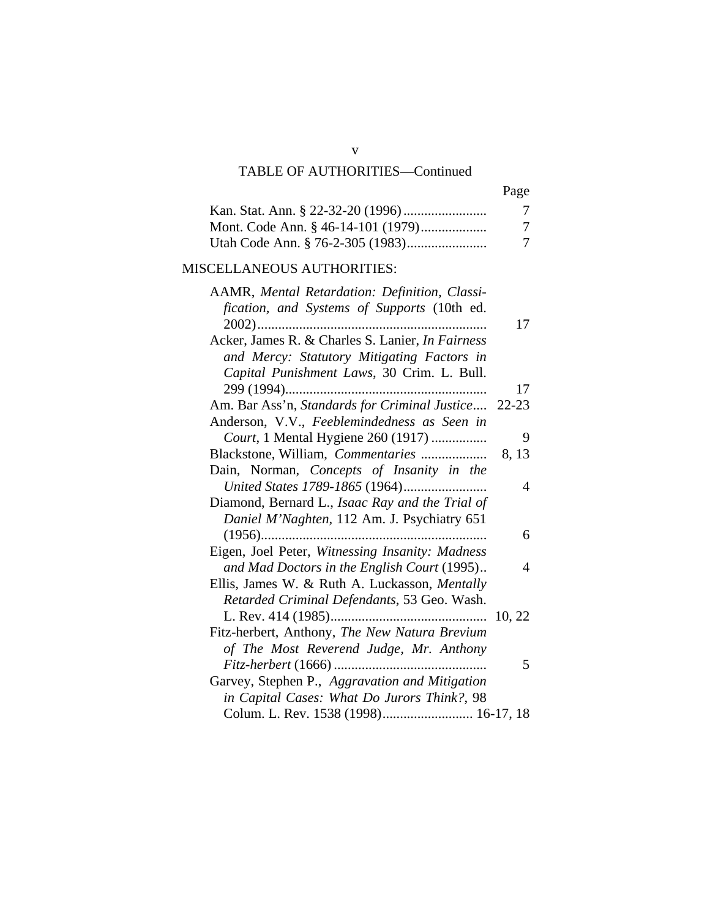TABLE OF AUTHORITIES—Continued

| | Page |
|---|---|
| Kan. Stat. Ann. § 22-32-20 (1996) | 7 |
| Mont. Code Ann. § 46-14-101 (1979) | 7 |
| Utah Code Ann. § 76-2-305 (1983) | 7 |

MISCELLANEOUS AUTHORITIES:

| | |
|---|---|
| AAMR, *Mental Retardation: Definition, Classification, and Systems of Supports* (10th ed. 2002) | 17 |
| Acker, James R. & Charles S. Lanier, *In Fairness and Mercy: Statutory Mitigating Factors in Capital Punishment Laws*, 30 Crim. L. Bull. 299 (1994) | 17 |
| Am. Bar Ass'n, *Standards for Criminal Justice* | 22-23 |
| Anderson, V.V., *Feeblemindedness as Seen in Court*, 1 Mental Hygiene 260 (1917) | 9 |
| Blackstone, William, *Commentaries* | 8, 13 |
| Dain, Norman, *Concepts of Insanity in the United States 1789-1865* (1964) | 4 |
| Diamond, Bernard L., *Isaac Ray and the Trial of Daniel M'Naghten*, 112 Am. J. Psychiatry 651 (1956) | 6 |
| Eigen, Joel Peter, *Witnessing Insanity: Madness and Mad Doctors in the English Court* (1995) | 4 |
| Ellis, James W. & Ruth A. Luckasson, *Mentally Retarded Criminal Defendants*, 53 Geo. Wash. L. Rev. 414 (1985) | 10, 22 |
| Fitz-herbert, Anthony, *The New Natura Brevium of The Most Reverend Judge, Mr. Anthony Fitz-herbert* (1666) | 5 |
| Garvey, Stephen P., *Aggravation and Mitigation in Capital Cases: What Do Jurors Think?*, 98 Colum. L. Rev. 1538 (1998) | 16-17, 18 |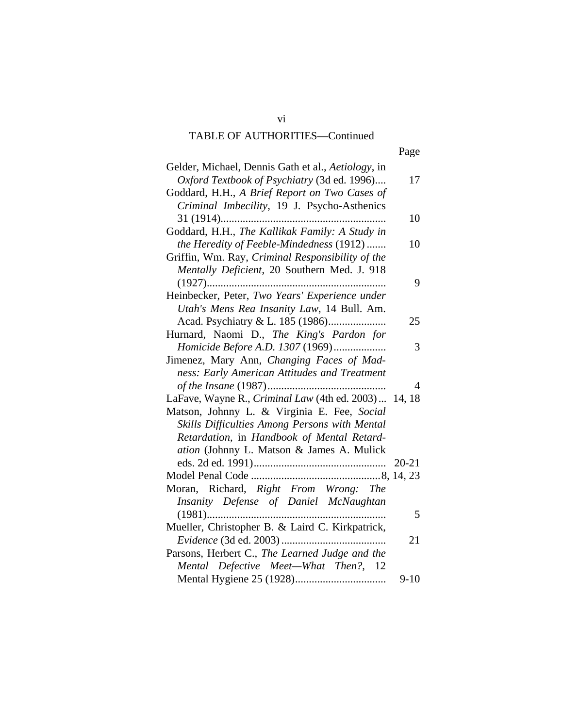TABLE OF AUTHORITIES—Continued

| | Page |
|---|---|
| Gelder, Michael, Dennis Gath et al., *Aetiology*, in *Oxford Textbook of Psychiatry* (3d ed. 1996).... | 17 |
| Goddard, H.H., *A Brief Report on Two Cases of Criminal Imbecility*, 19 J. Psycho-Asthenics 31 (1914)............................................................ | 10 |
| Goddard, H.H., *The Kallikak Family: A Study in the Heredity of Feeble-Mindedness* (1912) ....... | 10 |
| Griffin, Wm. Ray, *Criminal Responsibility of the Mentally Deficient*, 20 Southern Med. J. 918 (1927).................................................................. | 9 |
| Heinbecker, Peter, *Two Years' Experience under Utah's Mens Rea Insanity Law*, 14 Bull. Am. Acad. Psychiatry & L. 185 (1986)..................... | 25 |
| Hurnard, Naomi D., *The King's Pardon for Homicide Before A.D. 1307* (1969)................... | 3 |
| Jimenez, Mary Ann, *Changing Faces of Madness: Early American Attitudes and Treatment of the Insane* (1987)........................................... | 4 |
| LaFave, Wayne R., *Criminal Law* (4th ed. 2003)... | 14, 18 |
| Matson, Johnny L. & Virginia E. Fee, *Social Skills Difficulties Among Persons with Mental Retardation*, in *Handbook of Mental Retardation* (Johnny L. Matson & James A. Mulick eds. 2d ed. 1991)................................................ | 20-21 |
| Model Penal Code ............................................... | 8, 14, 23 |
| Moran, Richard, *Right From Wrong: The Insanity Defense of Daniel McNaughtan* (1981).................................................................. | 5 |
| Mueller, Christopher B. & Laird C. Kirkpatrick, *Evidence* (3d ed. 2003) ...................................... | 21 |
| Parsons, Herbert C., *The Learned Judge and the Mental Defective Meet—What Then?*, 12 Mental Hygiene 25 (1928)................................. | 9-10 |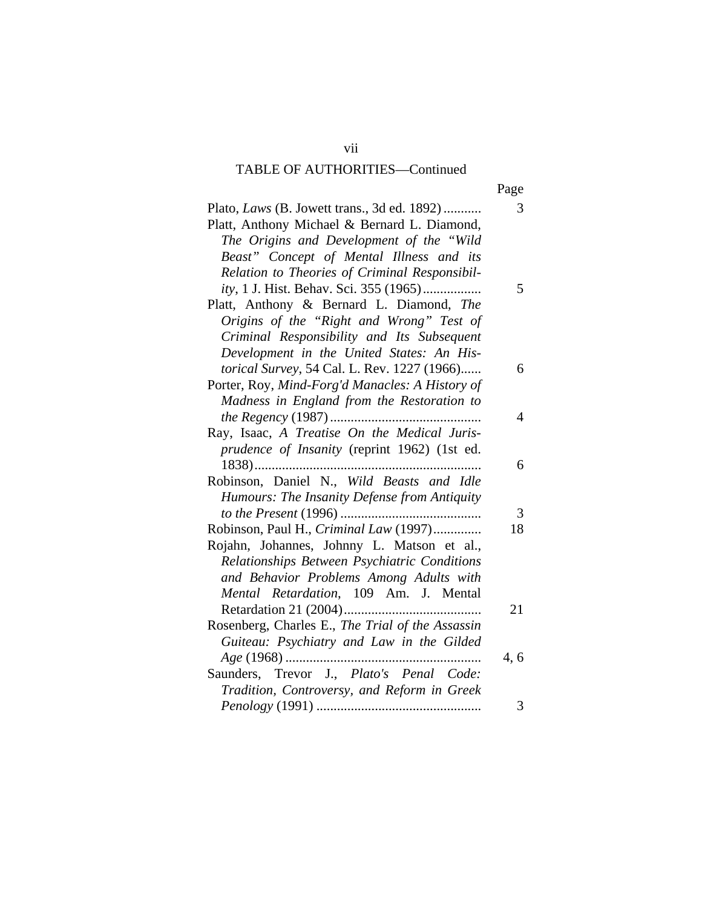TABLE OF AUTHORITIES—Continued

| | Page |
|---|---|
| Plato, *Laws* (B. Jowett trans., 3d ed. 1892) | 3 |
| Platt, Anthony Michael & Bernard L. Diamond, *The Origins and Development of the "Wild Beast" Concept of Mental Illness and its Relation to Theories of Criminal Responsibility*, 1 J. Hist. Behav. Sci. 355 (1965) | 5 |
| Platt, Anthony & Bernard L. Diamond, *The Origins of the "Right and Wrong" Test of Criminal Responsibility and Its Subsequent Development in the United States: An Historical Survey*, 54 Cal. L. Rev. 1227 (1966) | 6 |
| Porter, Roy, *Mind-Forg'd Manacles: A History of Madness in England from the Restoration to the Regency* (1987) | 4 |
| Ray, Isaac, *A Treatise On the Medical Jurisprudence of Insanity* (reprint 1962) (1st ed. 1838) | 6 |
| Robinson, Daniel N., *Wild Beasts and Idle Humours: The Insanity Defense from Antiquity to the Present* (1996) | 3 |
| Robinson, Paul H., *Criminal Law* (1997) | 18 |
| Rojahn, Johannes, Johnny L. Matson et al., *Relationships Between Psychiatric Conditions and Behavior Problems Among Adults with Mental Retardation*, 109 Am. J. Mental Retardation 21 (2004) | 21 |
| Rosenberg, Charles E., *The Trial of the Assassin Guiteau: Psychiatry and Law in the Gilded Age* (1968) | 4, 6 |
| Saunders, Trevor J., *Plato's Penal Code: Tradition, Controversy, and Reform in Greek Penology* (1991) | 3 |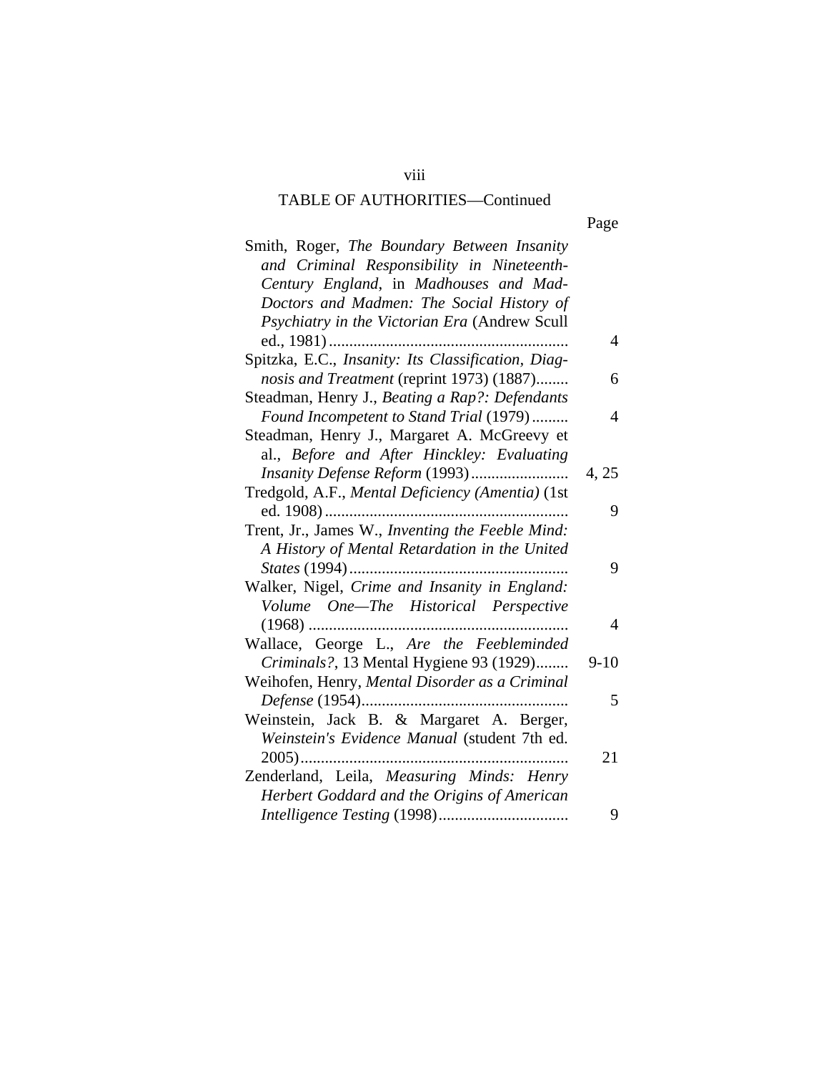## TABLE OF AUTHORITIES—Continued

| | Page |
|---|---|
| Smith, Roger, *The Boundary Between Insanity and Criminal Responsibility in Nineteenth-Century England*, in *Madhouses and Mad-Doctors and Madmen: The Social History of Psychiatry in the Victorian Era* (Andrew Scull ed., 1981) | 4 |
| Spitzka, E.C., *Insanity: Its Classification, Diagnosis and Treatment* (reprint 1973) (1887) | 6 |
| Steadman, Henry J., *Beating a Rap?: Defendants Found Incompetent to Stand Trial* (1979) | 4 |
| Steadman, Henry J., Margaret A. McGreevy et al., *Before and After Hinckley: Evaluating Insanity Defense Reform* (1993) | 4, 25 |
| Tredgold, A.F., *Mental Deficiency (Amentia)* (1st ed. 1908) | 9 |
| Trent, Jr., James W., *Inventing the Feeble Mind: A History of Mental Retardation in the United States* (1994) | 9 |
| Walker, Nigel, *Crime and Insanity in England: Volume One—The Historical Perspective* (1968) | 4 |
| Wallace, George L., *Are the Feebleminded Criminals?*, 13 Mental Hygiene 93 (1929) | 9-10 |
| Weihofen, Henry, *Mental Disorder as a Criminal Defense* (1954) | 5 |
| Weinstein, Jack B. & Margaret A. Berger, *Weinstein's Evidence Manual* (student 7th ed. 2005) | 21 |
| Zenderland, Leila, *Measuring Minds: Henry Herbert Goddard and the Origins of American Intelligence Testing* (1998) | 9 |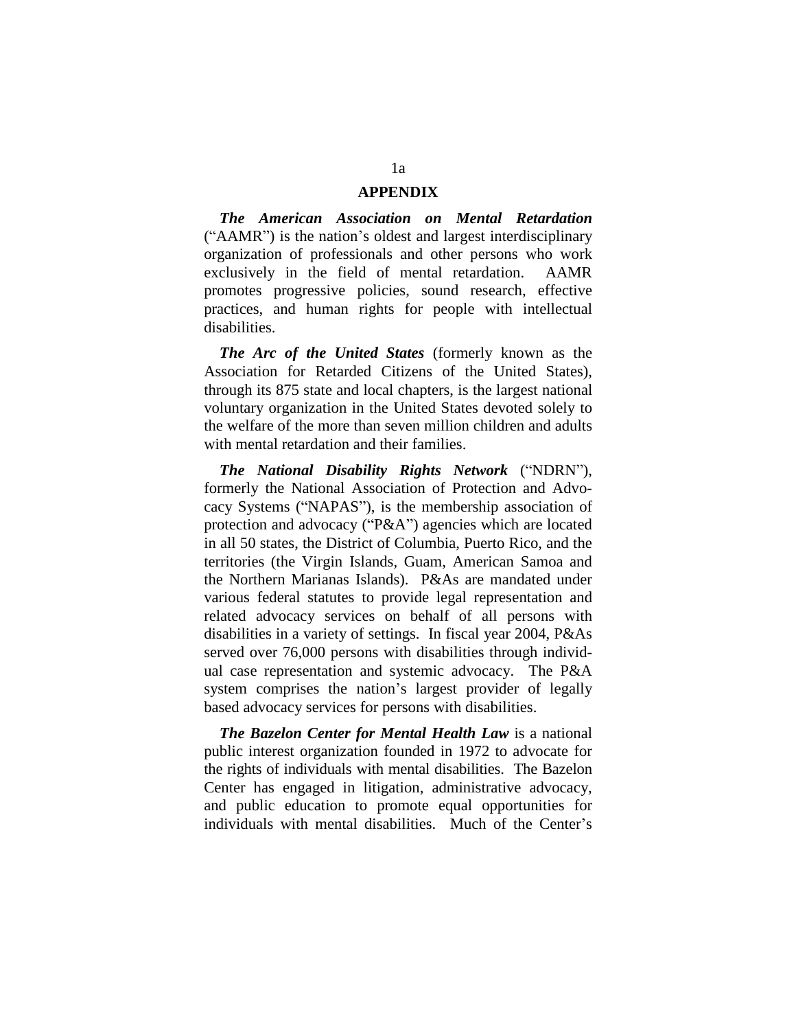## APPENDIX

***The American Association on Mental Retardation*** ("AAMR") is the nation's oldest and largest interdisciplinary organization of professionals and other persons who work exclusively in the field of mental retardation. AAMR promotes progressive policies, sound research, effective practices, and human rights for people with intellectual disabilities.

***The Arc of the United States*** (formerly known as the Association for Retarded Citizens of the United States), through its 875 state and local chapters, is the largest national voluntary organization in the United States devoted solely to the welfare of the more than seven million children and adults with mental retardation and their families.

***The National Disability Rights Network*** ("NDRN"), formerly the National Association of Protection and Advocacy Systems ("NAPAS"), is the membership association of protection and advocacy ("P&A") agencies which are located in all 50 states, the District of Columbia, Puerto Rico, and the territories (the Virgin Islands, Guam, American Samoa and the Northern Marianas Islands). P&As are mandated under various federal statutes to provide legal representation and related advocacy services on behalf of all persons with disabilities in a variety of settings. In fiscal year 2004, P&As served over 76,000 persons with disabilities through individual case representation and systemic advocacy. The P&A system comprises the nation's largest provider of legally based advocacy services for persons with disabilities.

***The Bazelon Center for Mental Health Law*** is a national public interest organization founded in 1972 to advocate for the rights of individuals with mental disabilities. The Bazelon Center has engaged in litigation, administrative advocacy, and public education to promote equal opportunities for individuals with mental disabilities. Much of the Center's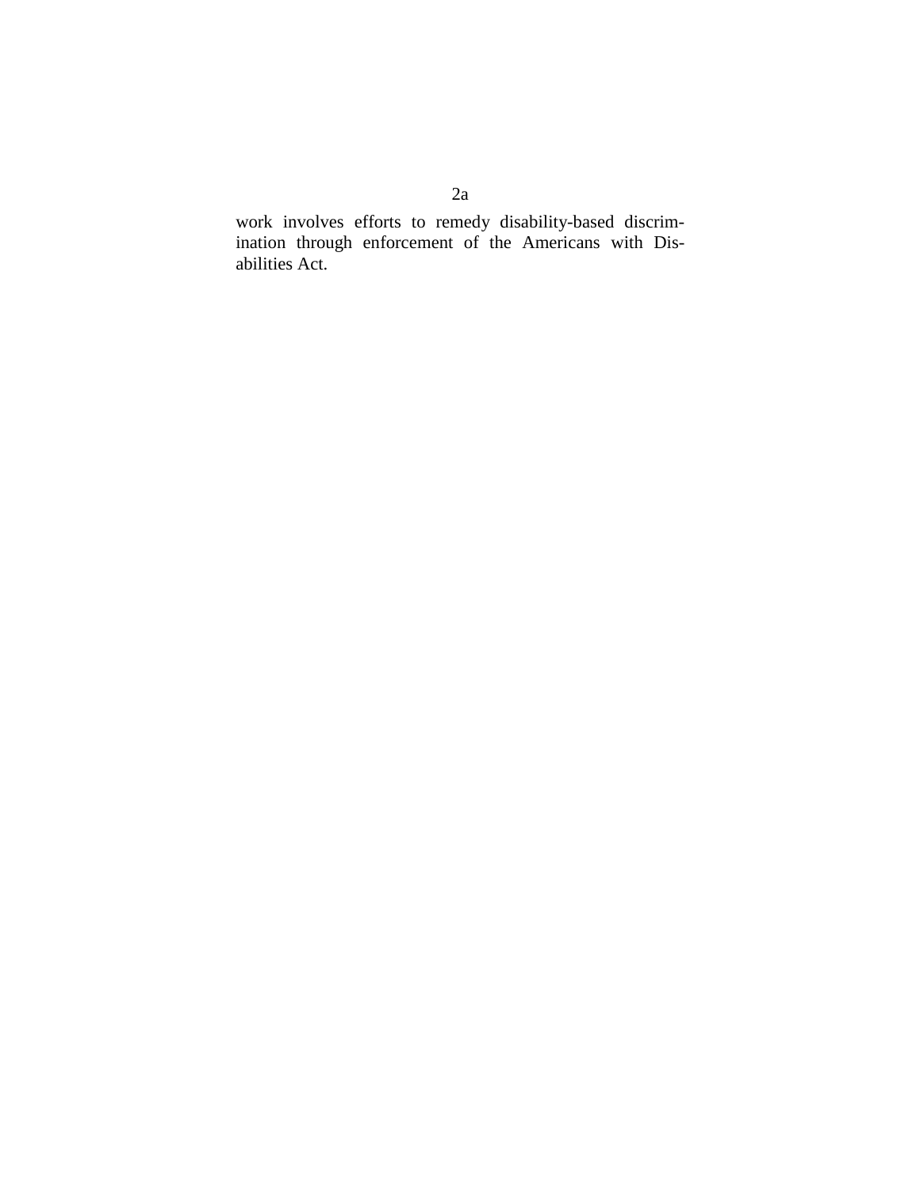work involves efforts to remedy disability-based discrimination through enforcement of the Americans with Disabilities Act.